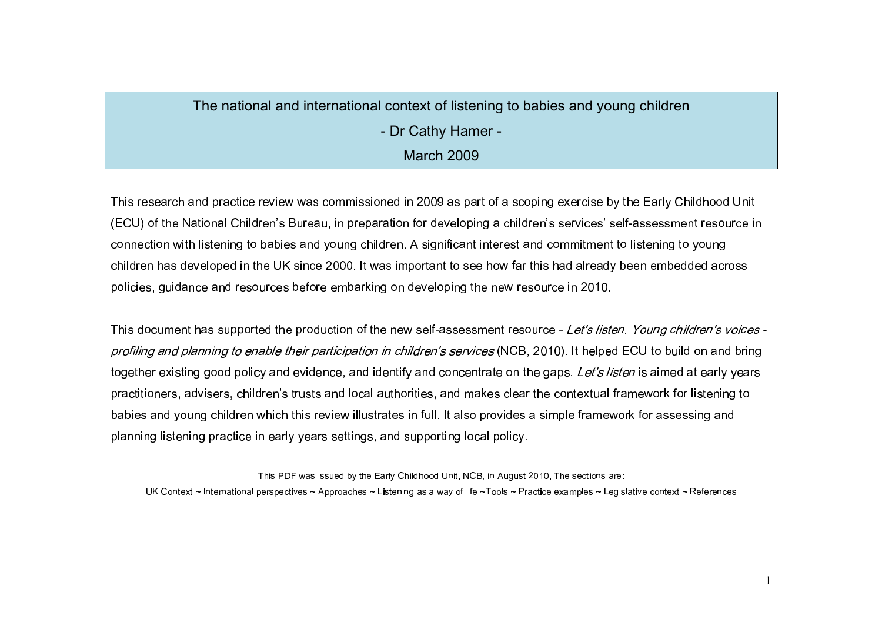# The national and international context of listening to babies and young children

**- Dr Cathy Hamer -**

**March 2009**

This research and practice review was commissioned in 2009 as part of a scoping exercise by the Early Childhood Unit (ECU) of the National Children's Bureau, in preparation for developing a children's services' self-assessment resource in connection with listening to babies and young children. A significant interest and commitment to listening to young children has developed in the UK since 2000. It was important to see how far this had already been embedded across policies, guidance and resources before embarking on developing the new resource in 2010.

This document has supported the production of the new self-assessment resource - *Let's listen. Young children's voices - profiling and planning to enable their participation in children's services* (NCB, 2010). It helped ECU to build on and bring together existing good policy and evidence, and identify and concentrate on the gaps. *Let's listen* is aimed at early years practitioners, advisers, children's trusts and local authorities, and makes clear the contextual framework for listening to babies and young children which this review illustrates in full. It also provides a simple framework for assessing and planning listening practice in early years settings, and supporting local policy.

This PDF was issued by the Early Childhood Unit, NCB, in August 2010. The sections are:

UK Context ~ International perspectives ~ Approaches ~ Listening as a way of life ~Tools ~ Practice examples ~ Legislative context ~ References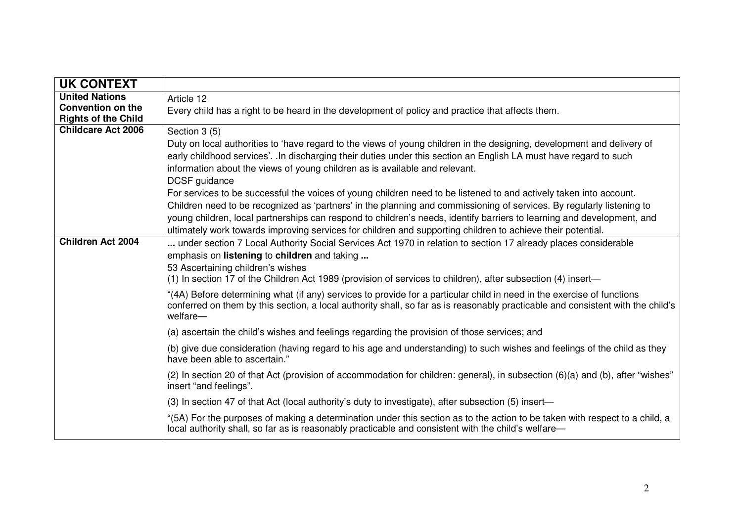| **UK CONTEXT** | |
|---|---|
| **United Nations Convention on the Rights of the Child** | Article 12<br>Every child has a right to be heard in the development of policy and practice that affects them. |
| **Childcare Act 2006** | Section 3 (5)<br>Duty on local authorities to 'have regard to the views of young children in the designing, development and delivery of early childhood services'. .In discharging their duties under this section an English LA must have regard to such information about the views of young children as is available and relevant.<br>DCSF guidance<br>For services to be successful the voices of young children need to be listened to and actively taken into account. Children need to be recognized as 'partners' in the planning and commissioning of services. By regularly listening to young children, local partnerships can respond to children's needs, identify barriers to learning and development, and ultimately work towards improving services for children and supporting children to achieve their potential. |
| **Children Act 2004** | **...** under section 7 Local Authority Social Services Act 1970 in relation to section 17 already places considerable emphasis on **listening** to **children** and taking **...**<br>53 Ascertaining children's wishes<br>(1) In section 17 of the Children Act 1989 (provision of services to children), after subsection (4) insert—<br>"(4A) Before determining what (if any) services to provide for a particular child in need in the exercise of functions conferred on them by this section, a local authority shall, so far as is reasonably practicable and consistent with the child's welfare—<br>(a) ascertain the child's wishes and feelings regarding the provision of those services; and<br>(b) give due consideration (having regard to his age and understanding) to such wishes and feelings of the child as they have been able to ascertain."<br>(2) In section 20 of that Act (provision of accommodation for children: general), in subsection (6)(a) and (b), after "wishes" insert "and feelings".<br>(3) In section 47 of that Act (local authority's duty to investigate), after subsection (5) insert—<br>"(5A) For the purposes of making a determination under this section as to the action to be taken with respect to a child, a local authority shall, so far as is reasonably practicable and consistent with the child's welfare— |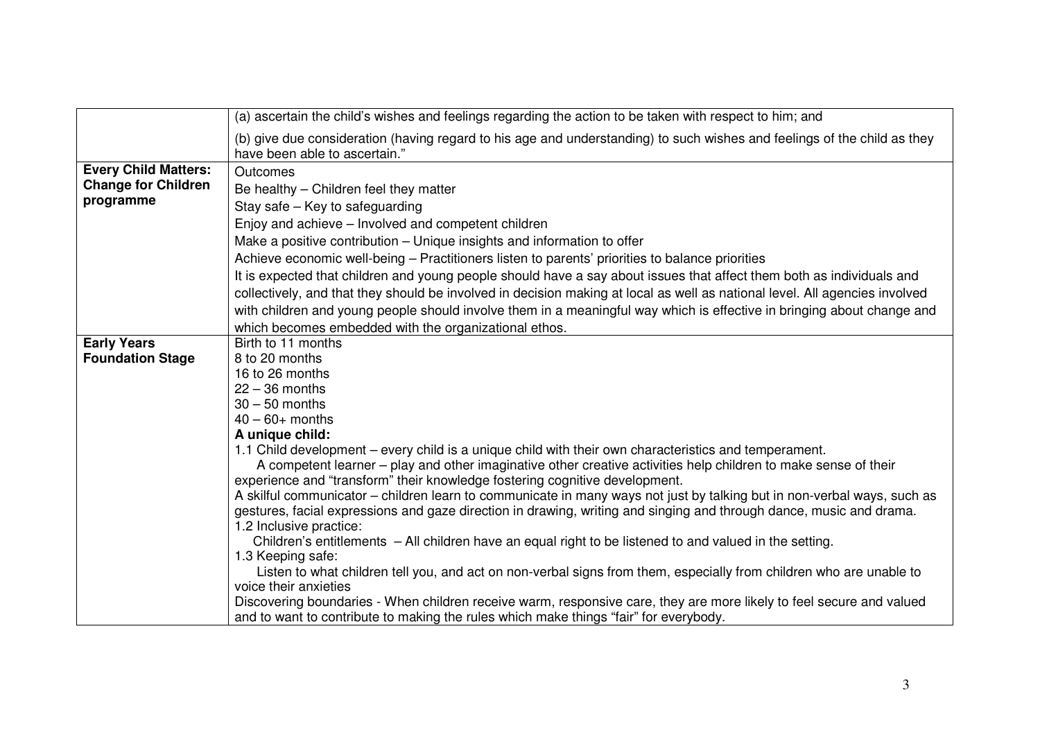| | |
|---|---|
| | (a) ascertain the child's wishes and feelings regarding the action to be taken with respect to him; and<br><br>(b) give due consideration (having regard to his age and understanding) to such wishes and feelings of the child as they have been able to ascertain." |
| **Every Child Matters: Change for Children programme** | Outcomes<br>Be healthy – Children feel they matter<br>Stay safe – Key to safeguarding<br>Enjoy and achieve – Involved and competent children<br>Make a positive contribution – Unique insights and information to offer<br>Achieve economic well-being – Practitioners listen to parents' priorities to balance priorities<br>It is expected that children and young people should have a say about issues that affect them both as individuals and collectively, and that they should be involved in decision making at local as well as national level. All agencies involved with children and young people should involve them in a meaningful way which is effective in bringing about change and which becomes embedded with the organizational ethos. |
| **Early Years Foundation Stage** | Birth to 11 months<br>8 to 20 months<br>16 to 26 months<br>22 – 36 months<br>30 – 50 months<br>40 – 60+ months<br>**A unique child:**<br>1.1 Child development – every child is a unique child with their own characteristics and temperament.<br>A competent learner – play and other imaginative other creative activities help children to make sense of their experience and "transform" their knowledge fostering cognitive development.<br>A skilful communicator – children learn to communicate in many ways not just by talking but in non-verbal ways, such as gestures, facial expressions and gaze direction in drawing, writing and singing and through dance, music and drama.<br>1.2 Inclusive practice:<br>Children's entitlements – All children have an equal right to be listened to and valued in the setting.<br>1.3 Keeping safe:<br>Listen to what children tell you, and act on non-verbal signs from them, especially from children who are unable to voice their anxieties<br>Discovering boundaries - When children receive warm, responsive care, they are more likely to feel secure and valued and to want to contribute to making the rules which make things "fair" for everybody. |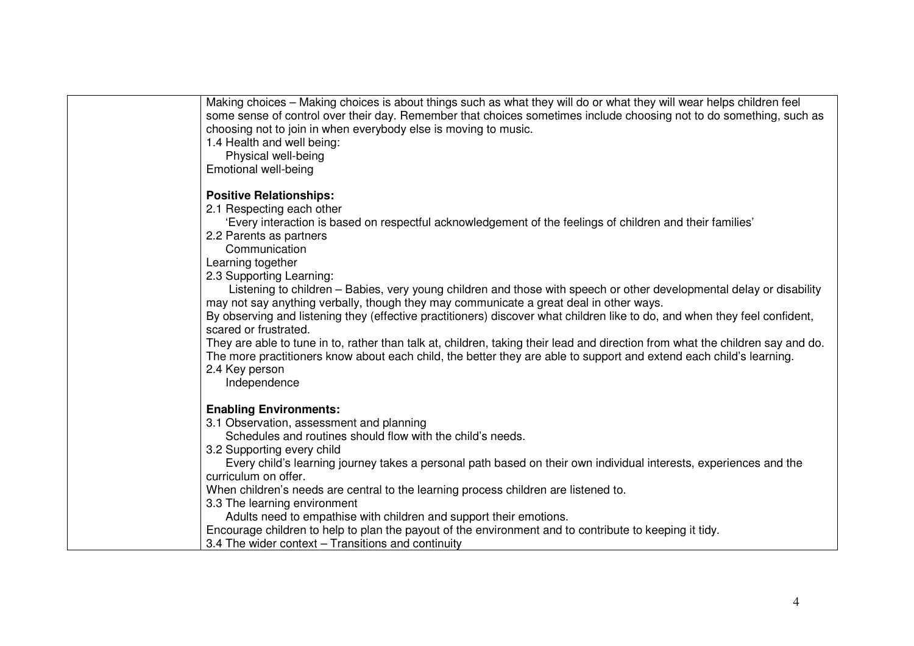| | |
|---|---|
| | Making choices – Making choices is about things such as what they will do or what they will wear helps children feel some sense of control over their day. Remember that choices sometimes include choosing not to do something, such as choosing not to join in when everybody else is moving to music.<br>1.4 Health and well being:<br>Physical well-being<br>Emotional well-being<br><br>**Positive Relationships:**<br>2.1 Respecting each other<br>'Every interaction is based on respectful acknowledgement of the feelings of children and their families'<br>2.2 Parents as partners<br>Communication<br>Learning together<br>2.3 Supporting Learning:<br>Listening to children – Babies, very young children and those with speech or other developmental delay or disability may not say anything verbally, though they may communicate a great deal in other ways.<br>By observing and listening they (effective practitioners) discover what children like to do, and when they feel confident, scared or frustrated.<br>They are able to tune in to, rather than talk at, children, taking their lead and direction from what the children say and do.<br>The more practitioners know about each child, the better they are able to support and extend each child's learning.<br>2.4 Key person<br>Independence<br><br>**Enabling Environments:**<br>3.1 Observation, assessment and planning<br>Schedules and routines should flow with the child's needs.<br>3.2 Supporting every child<br>Every child's learning journey takes a personal path based on their own individual interests, experiences and the curriculum on offer.<br>When children's needs are central to the learning process children are listened to.<br>3.3 The learning environment<br>Adults need to empathise with children and support their emotions.<br>Encourage children to help to plan the payout of the environment and to contribute to keeping it tidy.<br>3.4 The wider context – Transitions and continuity |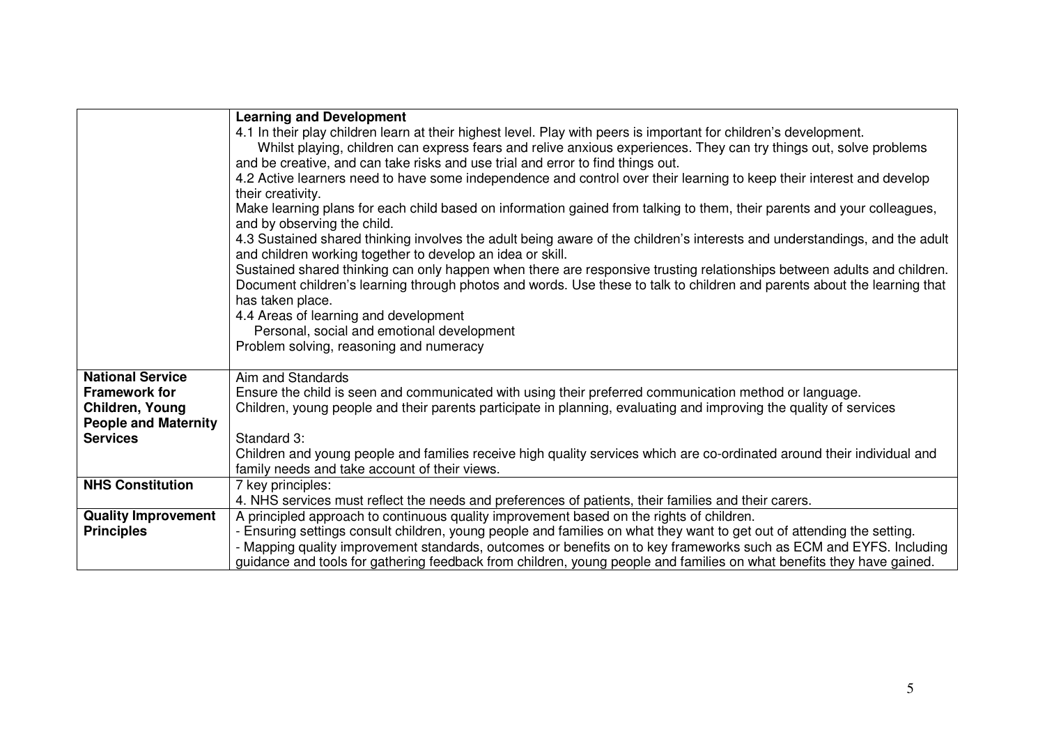|  |  |
|---|---|
|  | **Learning and Development**<br>4.1 In their play children learn at their highest level. Play with peers is important for children's development.<br>Whilst playing, children can express fears and relive anxious experiences. They can try things out, solve problems and be creative, and can take risks and use trial and error to find things out.<br>4.2 Active learners need to have some independence and control over their learning to keep their interest and develop their creativity.<br>Make learning plans for each child based on information gained from talking to them, their parents and your colleagues, and by observing the child.<br>4.3 Sustained shared thinking involves the adult being aware of the children's interests and understandings, and the adult and children working together to develop an idea or skill.<br>Sustained shared thinking can only happen when there are responsive trusting relationships between adults and children.<br>Document children's learning through photos and words. Use these to talk to children and parents about the learning that has taken place.<br>4.4 Areas of learning and development<br>Personal, social and emotional development<br>Problem solving, reasoning and numeracy |
| **National Service Framework for Children, Young People and Maternity Services** | Aim and Standards<br>Ensure the child is seen and communicated with using their preferred communication method or language.<br>Children, young people and their parents participate in planning, evaluating and improving the quality of services<br><br>Standard 3:<br>Children and young people and families receive high quality services which are co-ordinated around their individual and family needs and take account of their views. |
| **NHS Constitution** | 7 key principles:<br>4. NHS services must reflect the needs and preferences of patients, their families and their carers. |
| **Quality Improvement Principles** | A principled approach to continuous quality improvement based on the rights of children.<br>- Ensuring settings consult children, young people and families on what they want to get out of attending the setting.<br>- Mapping quality improvement standards, outcomes or benefits on to key frameworks such as ECM and EYFS. Including guidance and tools for gathering feedback from children, young people and families on what benefits they have gained. |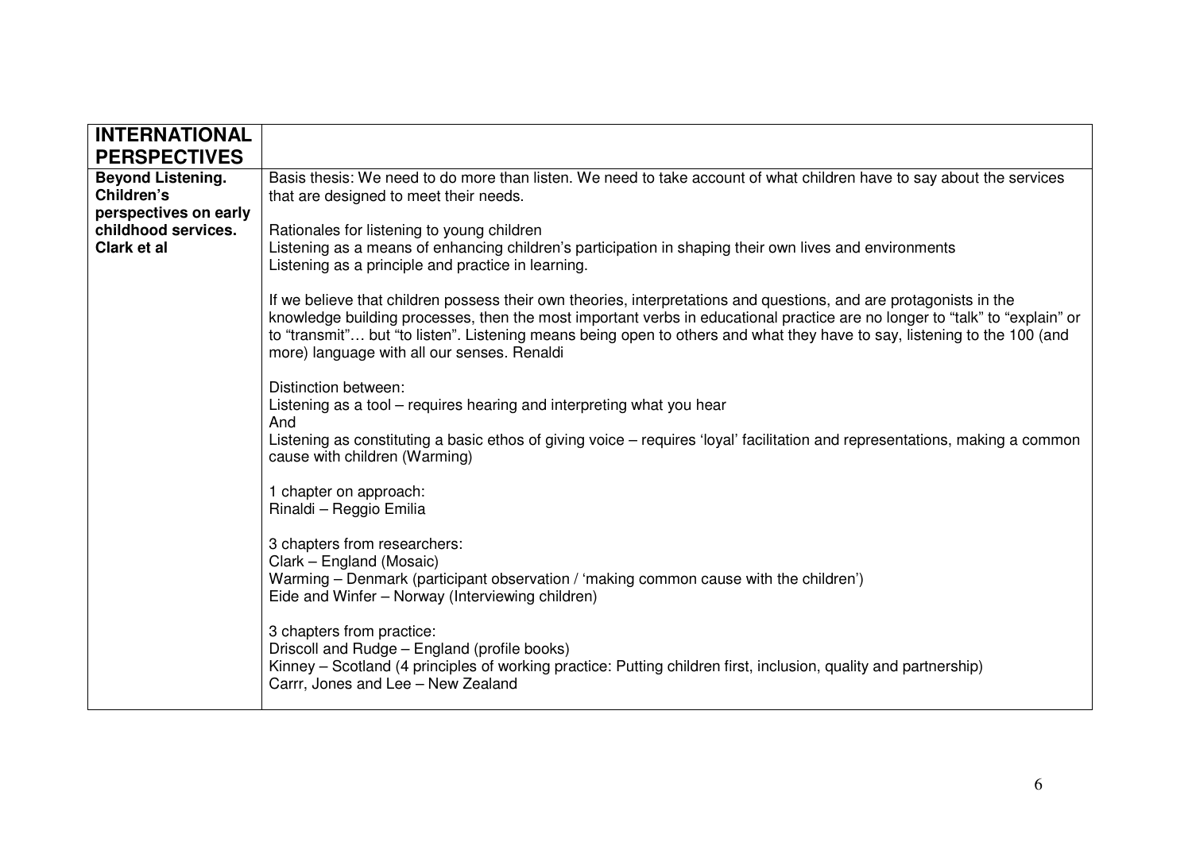| **INTERNATIONAL PERSPECTIVES** | |
|---|---|
| **Beyond Listening. Children's perspectives on early childhood services. Clark et al** | Basis thesis: We need to do more than listen. We need to take account of what children have to say about the services that are designed to meet their needs.<br><br>Rationales for listening to young children<br>Listening as a means of enhancing children's participation in shaping their own lives and environments<br>Listening as a principle and practice in learning.<br><br>If we believe that children possess their own theories, interpretations and questions, and are protagonists in the knowledge building processes, then the most important verbs in educational practice are no longer to "talk" to "explain" or to "transmit"… but "to listen". Listening means being open to others and what they have to say, listening to the 100 (and more) language with all our senses. Renaldi<br><br>Distinction between:<br>Listening as a tool – requires hearing and interpreting what you hear<br>And<br>Listening as constituting a basic ethos of giving voice – requires 'loyal' facilitation and representations, making a common cause with children (Warming)<br><br>1 chapter on approach:<br>Rinaldi – Reggio Emilia<br><br>3 chapters from researchers:<br>Clark – England (Mosaic)<br>Warming – Denmark (participant observation / 'making common cause with the children')<br>Eide and Winfer – Norway (Interviewing children)<br><br>3 chapters from practice:<br>Driscoll and Rudge – England (profile books)<br>Kinney – Scotland (4 principles of working practice: Putting children first, inclusion, quality and partnership)<br>Carrr, Jones and Lee – New Zealand |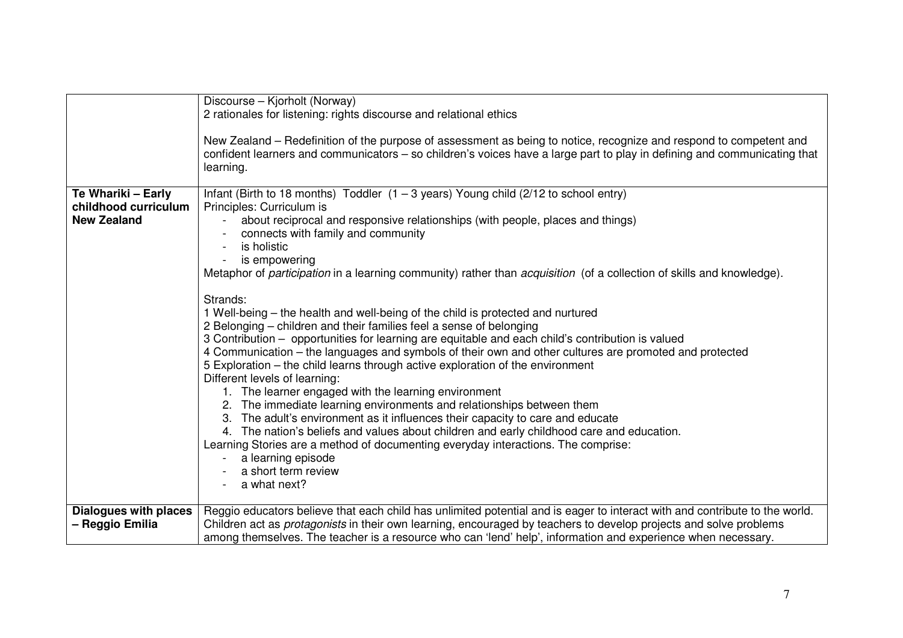| | |
|---|---|
| | Discourse – Kjorholt (Norway)<br>2 rationales for listening: rights discourse and relational ethics<br><br>New Zealand – Redefinition of the purpose of assessment as being to notice, recognize and respond to competent and confident learners and communicators – so children's voices have a large part to play in defining and communicating that learning. |
| **Te Whariki – Early childhood curriculum New Zealand** | Infant (Birth to 18 months) Toddler (1 – 3 years) Young child (2/12 to school entry)<br>Principles: Curriculum is<br>- about reciprocal and responsive relationships (with people, places and things)<br>- connects with family and community<br>- is holistic<br>- is empowering<br>Metaphor of *participation* in a learning community) rather than *acquisition* (of a collection of skills and knowledge).<br><br>Strands:<br>1 Well-being – the health and well-being of the child is protected and nurtured<br>2 Belonging – children and their families feel a sense of belonging<br>3 Contribution – opportunities for learning are equitable and each child's contribution is valued<br>4 Communication – the languages and symbols of their own and other cultures are promoted and protected<br>5 Exploration – the child learns through active exploration of the environment<br>Different levels of learning:<br>1. The learner engaged with the learning environment<br>2. The immediate learning environments and relationships between them<br>3. The adult's environment as it influences their capacity to care and educate<br>4. The nation's beliefs and values about children and early childhood care and education.<br>Learning Stories are a method of documenting everyday interactions. The comprise:<br>- a learning episode<br>- a short term review<br>- a what next? |
| **Dialogues with places – Reggio Emilia** | Reggio educators believe that each child has unlimited potential and is eager to interact with and contribute to the world. Children act as *protagonists* in their own learning, encouraged by teachers to develop projects and solve problems among themselves. The teacher is a resource who can 'lend' help', information and experience when necessary. |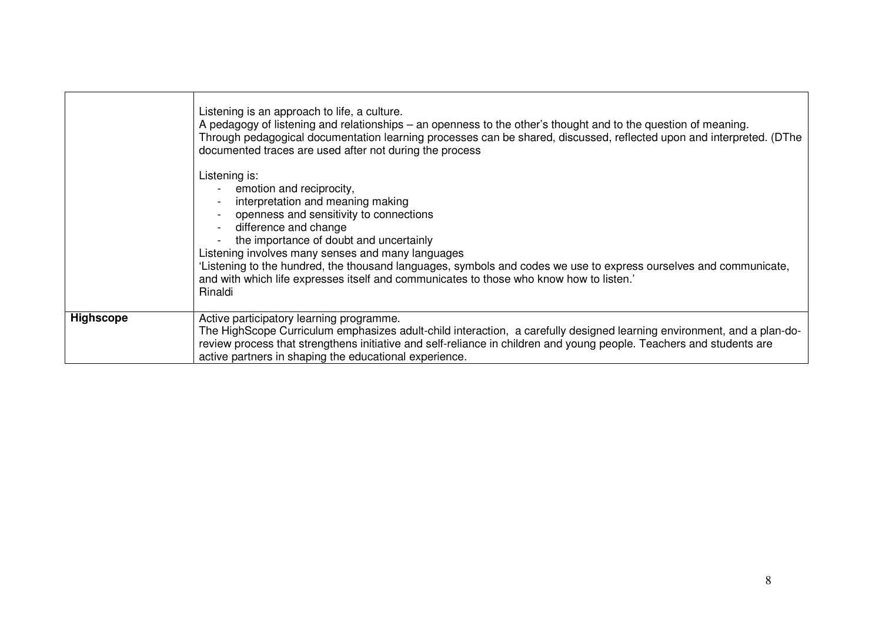| | |
|---|---|
| | Listening is an approach to life, a culture.<br>A pedagogy of listening and relationships – an openness to the other's thought and to the question of meaning.<br>Through pedagogical documentation learning processes can be shared, discussed, reflected upon and interpreted. (DThe documented traces are used after not during the process<br><br>Listening is:<br>- emotion and reciprocity,<br>- interpretation and meaning making<br>- openness and sensitivity to connections<br>- difference and change<br>- the importance of doubt and uncertainly<br>Listening involves many senses and many languages<br>'Listening to the hundred, the thousand languages, symbols and codes we use to express ourselves and communicate, and with which life expresses itself and communicates to those who know how to listen.'<br>Rinaldi |
| **Highscope** | Active participatory learning programme.<br>The HighScope Curriculum emphasizes adult-child interaction, a carefully designed learning environment, and a plan-do-review process that strengthens initiative and self-reliance in children and young people. Teachers and students are active partners in shaping the educational experience. |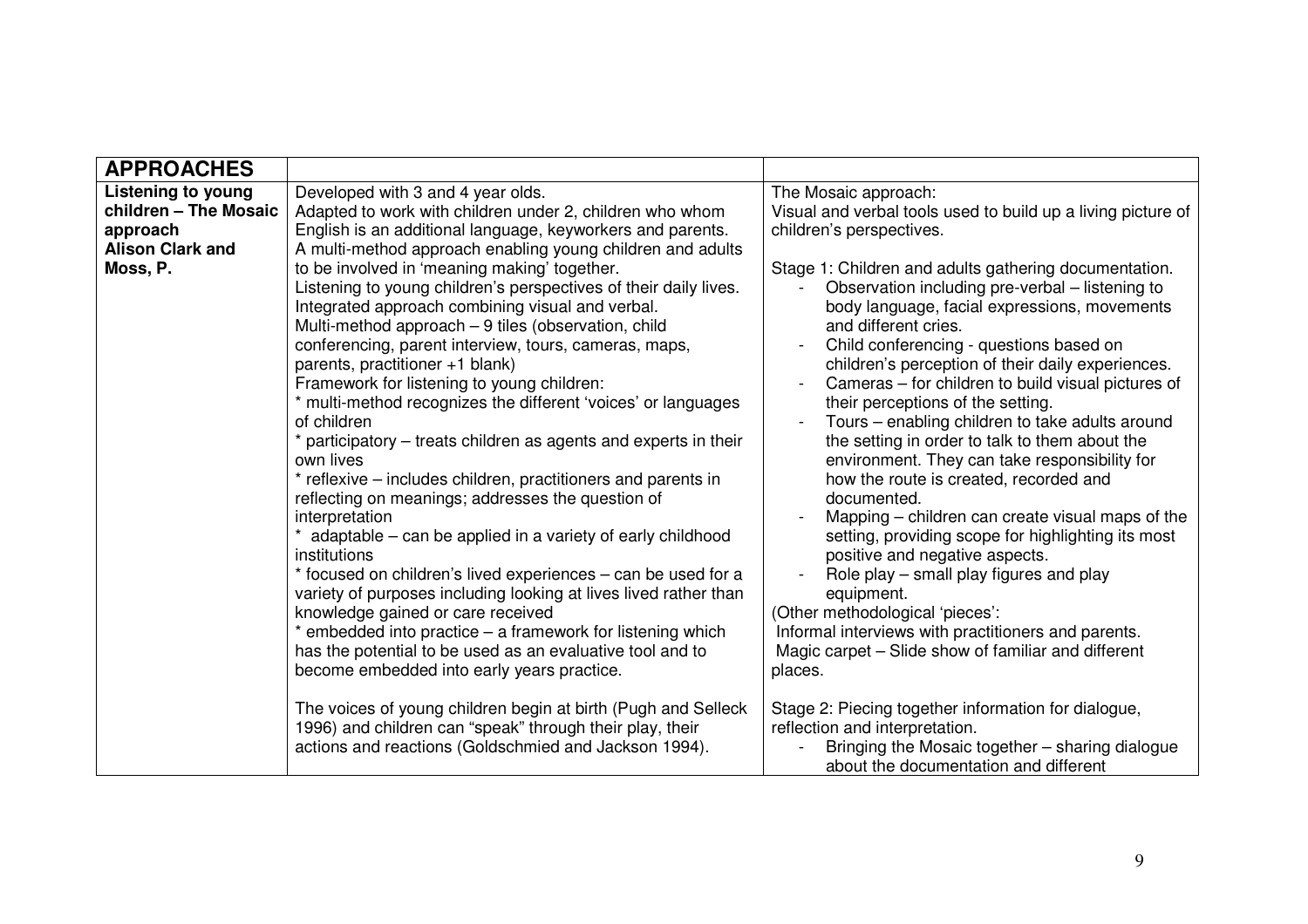| **APPROACHES** | | |
|---|---|---|
| **Listing to young children – The Mosaic approach** **Alison Clark and Moss, P.** | Developed with 3 and 4 year olds.<br>Adapted to work with children under 2, children who whom English is an additional language, keyworkers and parents.<br>A multi-method approach enabling young children and adults to be involved in 'meaning making' together.<br>Listening to young children's perspectives of their daily lives.<br>Integrated approach combining visual and verbal.<br>Multi-method approach – 9 tiles (observation, child conferencing, parent interview, tours, cameras, maps, parents, practitioner +1 blank)<br>Framework for listening to young children:<br>* multi-method recognizes the different 'voices' or languages of children<br>* participatory – treats children as agents and experts in their own lives<br>* reflexive – includes children, practitioners and parents in reflecting on meanings; addresses the question of interpretation<br>* adaptable – can be applied in a variety of early childhood institutions<br>* focused on children's lived experiences – can be used for a variety of purposes including looking at lives lived rather than knowledge gained or care received<br>* embedded into practice – a framework for listening which has the potential to be used as an evaluative tool and to become embedded into early years practice.<br><br>The voices of young children begin at birth (Pugh and Selleck 1996) and children can "speak" through their play, their actions and reactions (Goldschmied and Jackson 1994). | The Mosaic approach:<br>Visual and verbal tools used to build up a living picture of children's perspectives.<br><br>Stage 1: Children and adults gathering documentation.<br>- Observation including pre-verbal – listening to body language, facial expressions, movements and different cries.<br>- Child conferencing - questions based on children's perception of their daily experiences.<br>- Cameras – for children to build visual pictures of their perceptions of the setting.<br>- Tours – enabling children to take adults around the setting in order to talk to them about the environment. They can take responsibility for how the route is created, recorded and documented.<br>- Mapping – children can create visual maps of the setting, providing scope for highlighting its most positive and negative aspects.<br>- Role play – small play figures and play equipment.<br>(Other methodological 'pieces':<br>Informal interviews with practitioners and parents.<br>Magic carpet – Slide show of familiar and different places.<br><br>Stage 2: Piecing together information for dialogue, reflection and interpretation.<br>- Bringing the Mosaic together – sharing dialogue about the documentation and different |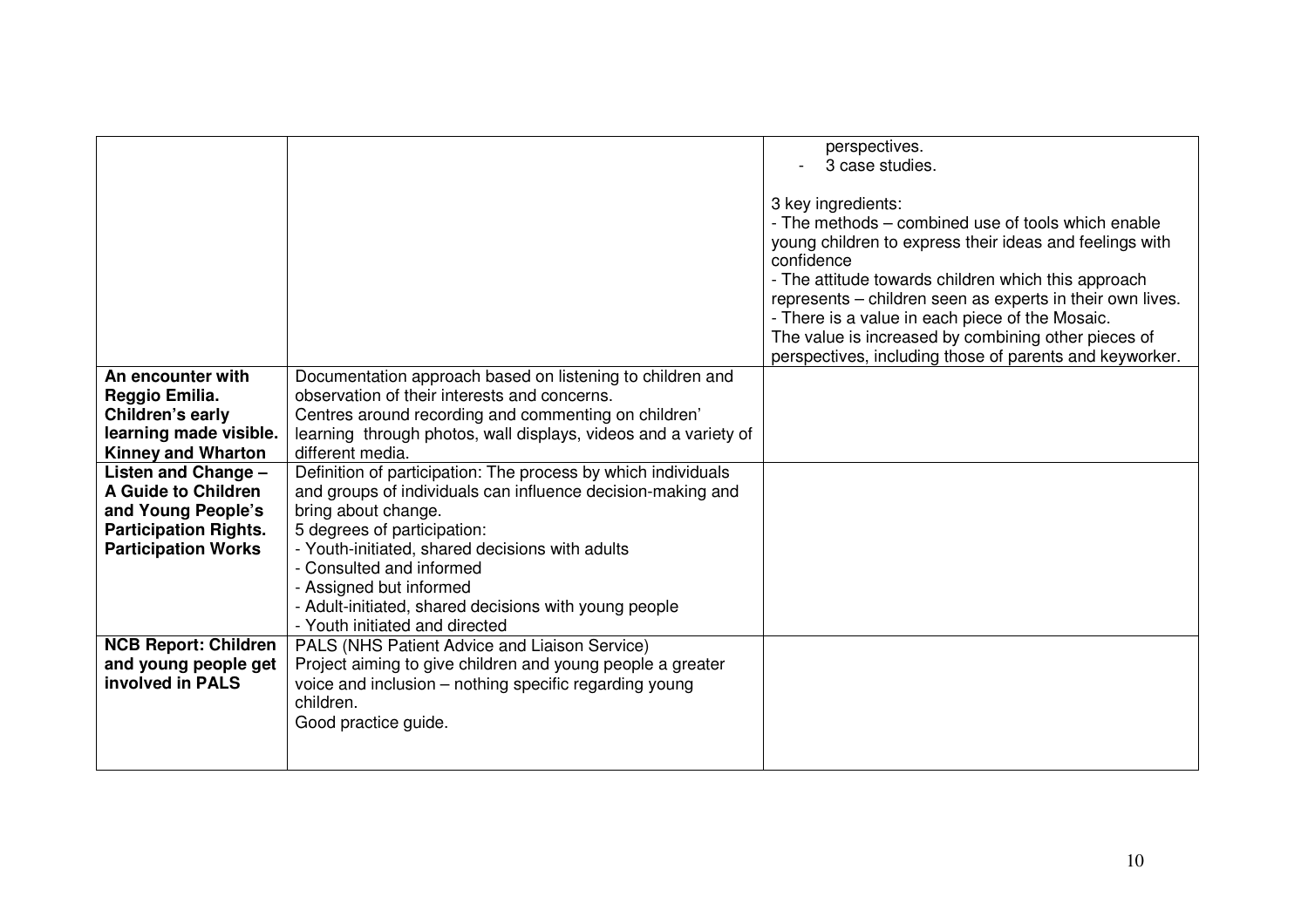| | | |
|---|---|---|
| | | perspectives.<br>- 3 case studies.<br><br>3 key ingredients:<br>- The methods – combined use of tools which enable young children to express their ideas and feelings with confidence<br>- The attitude towards children which this approach represents – children seen as experts in their own lives.<br>- There is a value in each piece of the Mosaic.<br>The value is increased by combining other pieces of perspectives, including those of parents and keyworker. |
| **An encounter with Reggio Emilia. Children's early learning made visible. Kinney and Wharton** | Documentation approach based on listening to children and observation of their interests and concerns.<br>Centres around recording and commenting on children' learning through photos, wall displays, videos and a variety of different media. | |
| **Listen and Change – A Guide to Children and Young People's Participation Rights. Participation Works** | Definition of participation: The process by which individuals and groups of individuals can influence decision-making and bring about change.<br>5 degrees of participation:<br>- Youth-initiated, shared decisions with adults<br>- Consulted and informed<br>- Assigned but informed<br>- Adult-initiated, shared decisions with young people<br>- Youth initiated and directed | |
| **NCB Report: Children and young people get involved in PALS** | PALS (NHS Patient Advice and Liaison Service)<br>Project aiming to give children and young people a greater voice and inclusion – nothing specific regarding young children.<br>Good practice guide. | |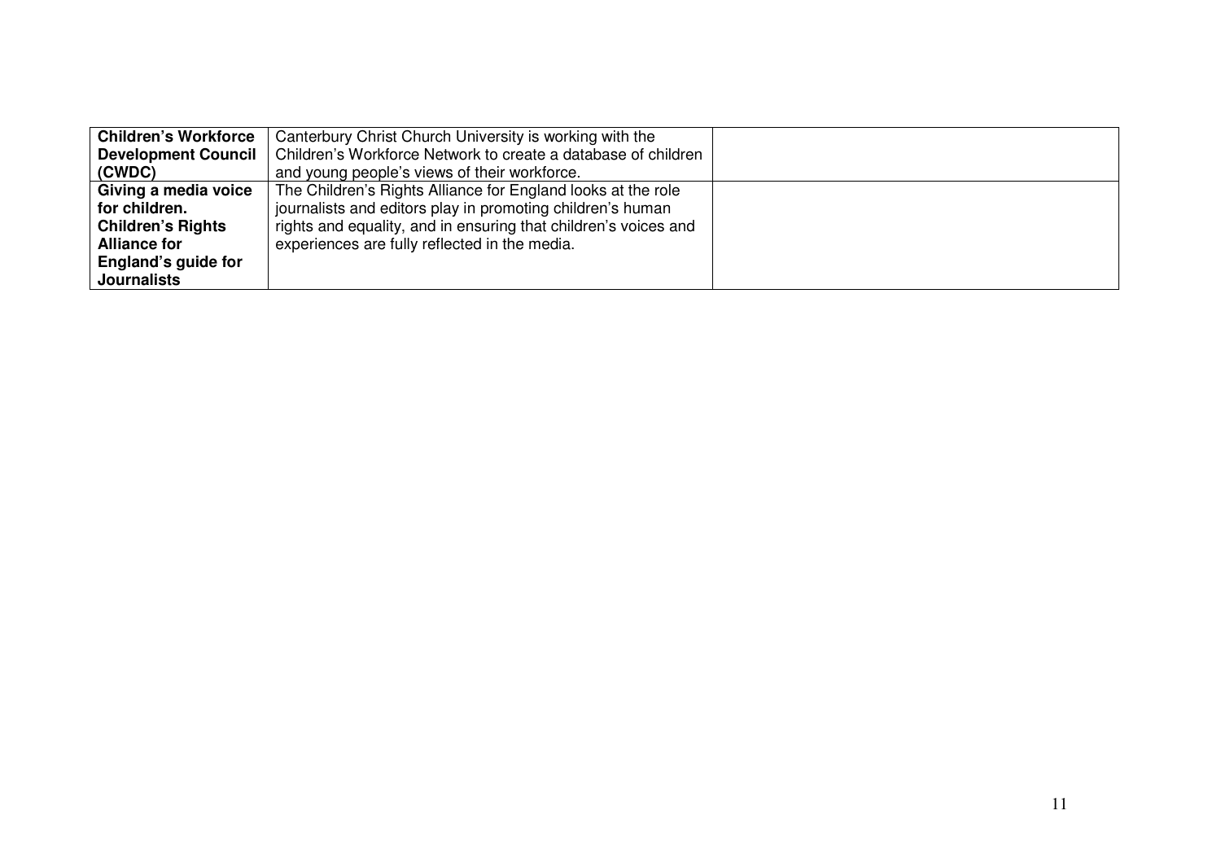| | | |
|---|---|---|
| **Children's Workforce Development Council (CWDC)** | Canterbury Christ Church University is working with the Children's Workforce Network to create a database of children and young people's views of their workforce. | |
| **Giving a media voice for children. Children's Rights Alliance for England's guide for Journalists** | The Children's Rights Alliance for England looks at the role journalists and editors play in promoting children's human rights and equality, and in ensuring that children's voices and experiences are fully reflected in the media. | |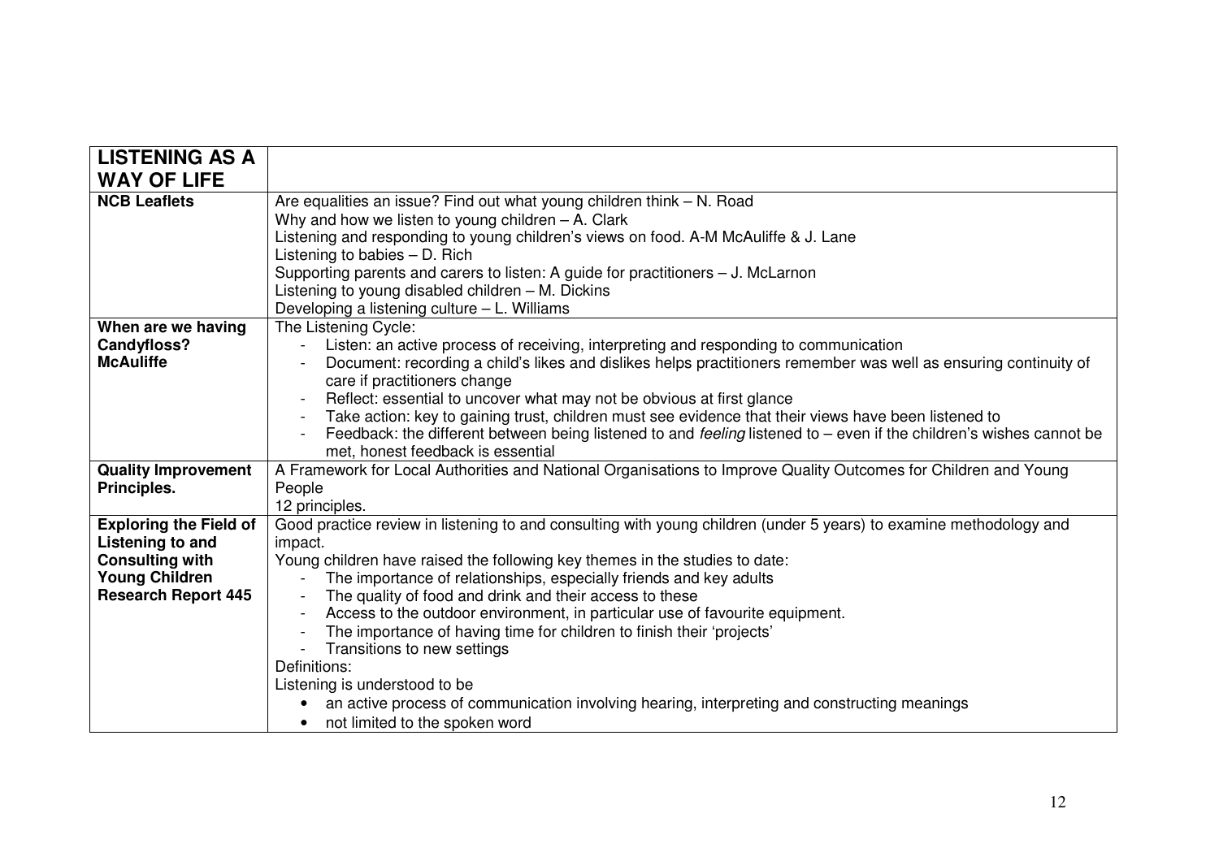| **LISTENING AS A WAY OF LIFE** | |
|---|---|
| **NCB Leaflets** | Are equalities an issue? Find out what young children think – N. Road<br>Why and how we listen to young children – A. Clark<br>Listening and responding to young children's views on food. A-M McAuliffe & J. Lane<br>Listening to babies – D. Rich<br>Supporting parents and carers to listen: A guide for practitioners – J. McLarnon<br>Listening to young disabled children – M. Dickins<br>Developing a listening culture – L. Williams |
| **When are we having Candyfloss? McAuliffe** | The Listening Cycle:<br>- Listen: an active process of receiving, interpreting and responding to communication<br>- Document: recording a child's likes and dislikes helps practitioners remember was well as ensuring continuity of care if practitioners change<br>- Reflect: essential to uncover what may not be obvious at first glance<br>- Take action: key to gaining trust, children must see evidence that their views have been listened to<br>- Feedback: the different between being listened to and *feeling* listened to – even if the children's wishes cannot be met, honest feedback is essential |
| **Quality Improvement Principles.** | A Framework for Local Authorities and National Organisations to Improve Quality Outcomes for Children and Young People<br>12 principles. |
| **Exploring the Field of Listening to and Consulting with Young Children Research Report 445** | Good practice review in listening to and consulting with young children (under 5 years) to examine methodology and impact.<br>Young children have raised the following key themes in the studies to date:<br>- The importance of relationships, especially friends and key adults<br>- The quality of food and drink and their access to these<br>- Access to the outdoor environment, in particular use of favourite equipment.<br>- The importance of having time for children to finish their 'projects'<br>- Transitions to new settings<br>Definitions:<br>Listening is understood to be<br>• an active process of communication involving hearing, interpreting and constructing meanings<br>• not limited to the spoken word |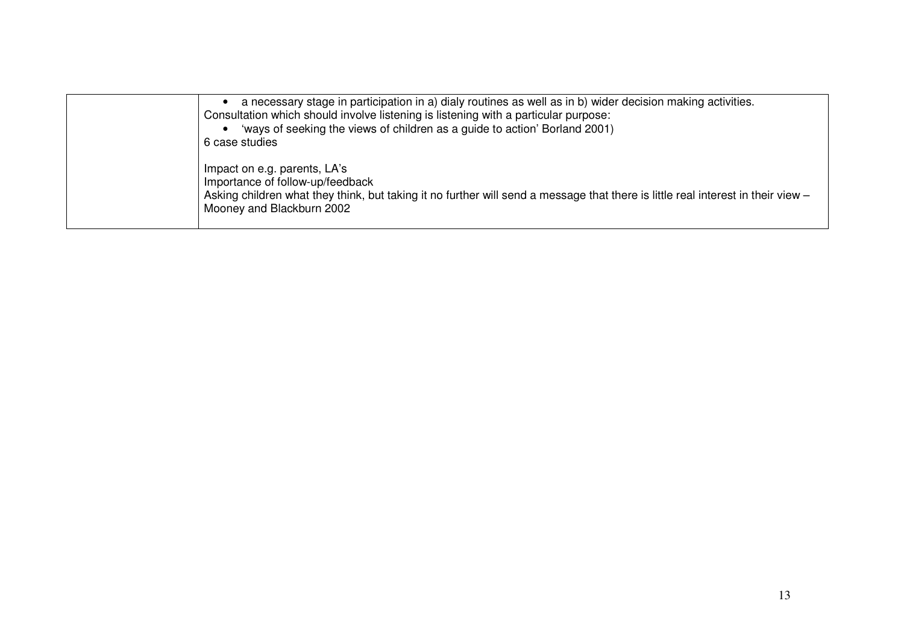| | |
|---|---|
| | • a necessary stage in participation in a) dialy routines as well as in b) wider decision making activities.<br>Consultation which should involve listening is listening with a particular purpose:<br>• 'ways of seeking the views of children as a guide to action' Borland 2001)<br>6 case studies<br><br>Impact on e.g. parents, LA's<br>Importance of follow-up/feedback<br>Asking children what they think, but taking it no further will send a message that there is little real interest in their view – Mooney and Blackburn 2002 |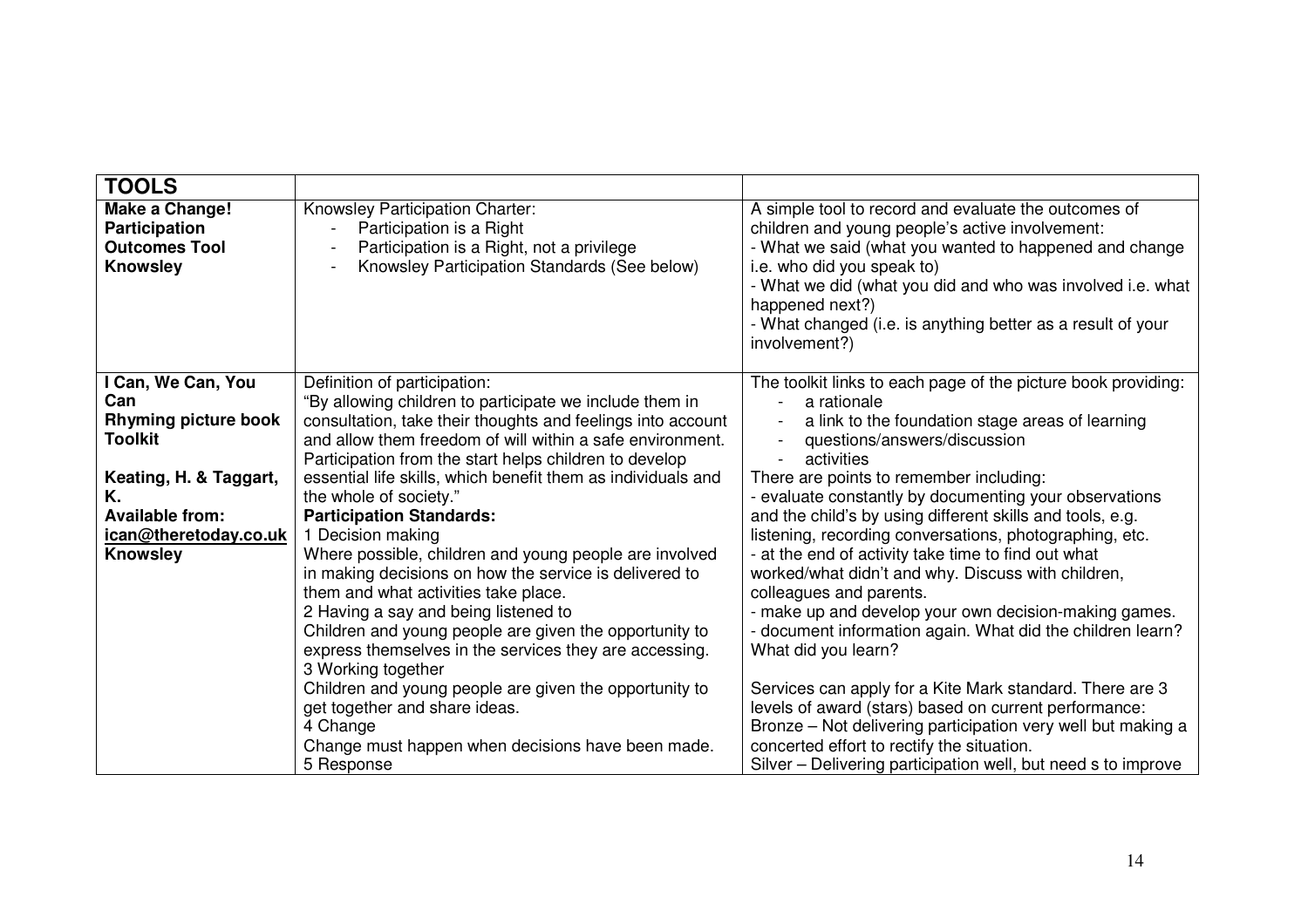| TOOLS | | |
|---|---|---|
| **Make a Change! Participation Outcomes Tool Knowsley** | Knowsley Participation Charter:<br>- Participation is a Right<br>- Participation is a Right, not a privilege<br>- Knowsley Participation Standards (See below) | A simple tool to record and evaluate the outcomes of children and young people's active involvement:<br>- What we said (what you wanted to happened and change i.e. who did you speak to)<br>- What we did (what you did and who was involved i.e. what happened next?)<br>- What changed (i.e. is anything better as a result of your involvement?) |
| **I Can, We Can, You Can Rhyming picture book Toolkit**<br><br>**Keating, H. & Taggart, K.**<br>**Available from:** **ican@theretoday.co.uk**<br>**Knowsley** | Definition of participation:<br>"By allowing children to participate we include them in consultation, take their thoughts and feelings into account and allow them freedom of will within a safe environment. Participation from the start helps children to develop essential life skills, which benefit them as individuals and the whole of society."<br>**Participation Standards:**<br>1 Decision making<br>Where possible, children and young people are involved in making decisions on how the service is delivered to them and what activities take place.<br>2 Having a say and being listened to<br>Children and young people are given the opportunity to express themselves in the services they are accessing.<br>3 Working together<br>Children and young people are given the opportunity to get together and share ideas.<br>4 Change<br>Change must happen when decisions have been made.<br>5 Response | The toolkit links to each page of the picture book providing:<br>- a rationale<br>- a link to the foundation stage areas of learning<br>- questions/answers/discussion<br>- activities<br>There are points to remember including:<br>- evaluate constantly by documenting your observations and the child's by using different skills and tools, e.g. listening, recording conversations, photographing, etc.<br>- at the end of activity take time to find out what worked/what didn't and why. Discuss with children, colleagues and parents.<br>- make up and develop your own decision-making games.<br>- document information again. What did the children learn? What did you learn?<br><br>Services can apply for a Kite Mark standard. There are 3 levels of award (stars) based on current performance:<br>Bronze – Not delivering participation very well but making a concerted effort to rectify the situation.<br>Silver – Delivering participation well, but need s to improve |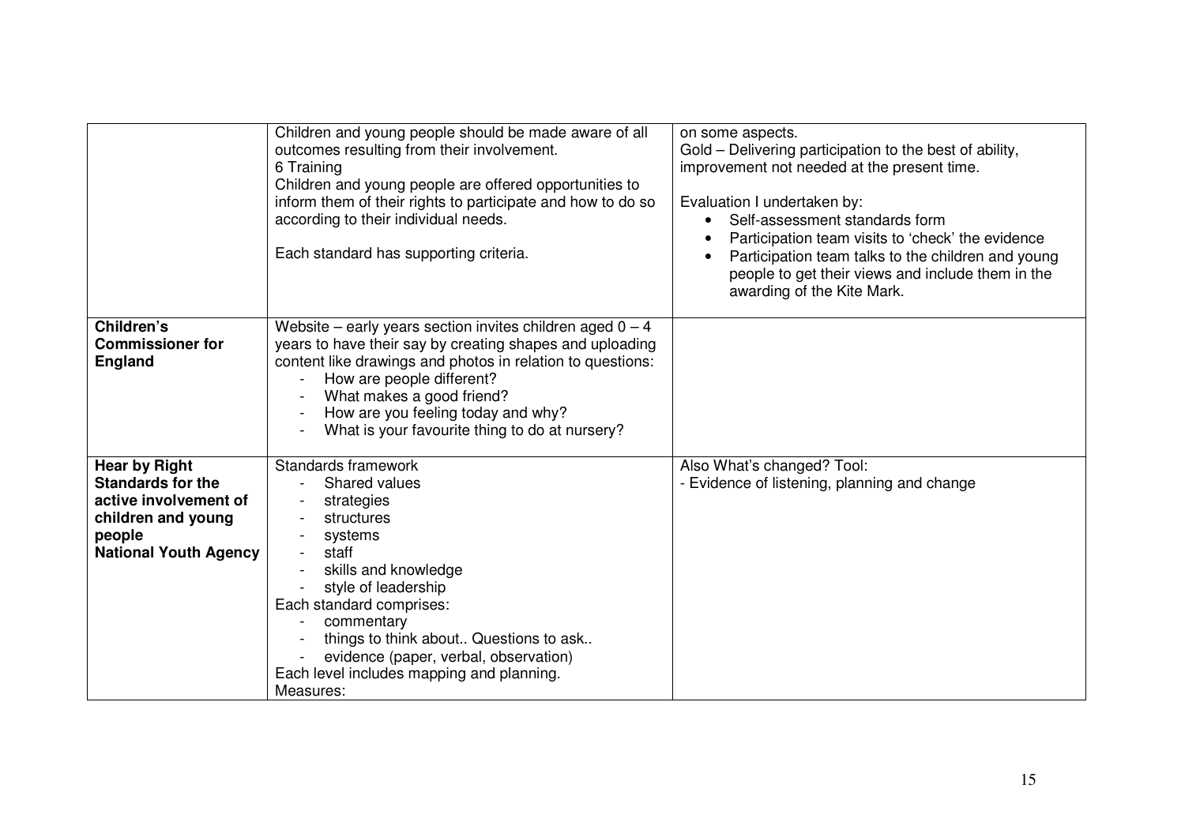| | | |
|---|---|---|
| | Children and young people should be made aware of all outcomes resulting from their involvement.<br>6 Training<br>Children and young people are offered opportunities to inform them of their rights to participate and how to do so according to their individual needs.<br><br>Each standard has supporting criteria. | on some aspects.<br>Gold – Delivering participation to the best of ability, improvement not needed at the present time.<br><br>Evaluation I undertaken by:<br>• Self-assessment standards form<br>• Participation team visits to 'check' the evidence<br>• Participation team talks to the children and young people to get their views and include them in the awarding of the Kite Mark. |
| **Children's Commissioner for England** | Website – early years section invites children aged 0 – 4 years to have their say by creating shapes and uploading content like drawings and photos in relation to questions:<br>- How are people different?<br>- What makes a good friend?<br>- How are you feeling today and why?<br>- What is your favourite thing to do at nursery? | |
| **Hear by Right Standards for the active involvement of children and young people**<br>**National Youth Agency** | Standards framework<br>- Shared values<br>- strategies<br>- structures<br>- systems<br>- staff<br>- skills and knowledge<br>- style of leadership<br>Each standard comprises:<br>- commentary<br>- things to think about.. Questions to ask..<br>- evidence (paper, verbal, observation)<br>Each level includes mapping and planning.<br>Measures: | Also What's changed? Tool:<br>- Evidence of listening, planning and change |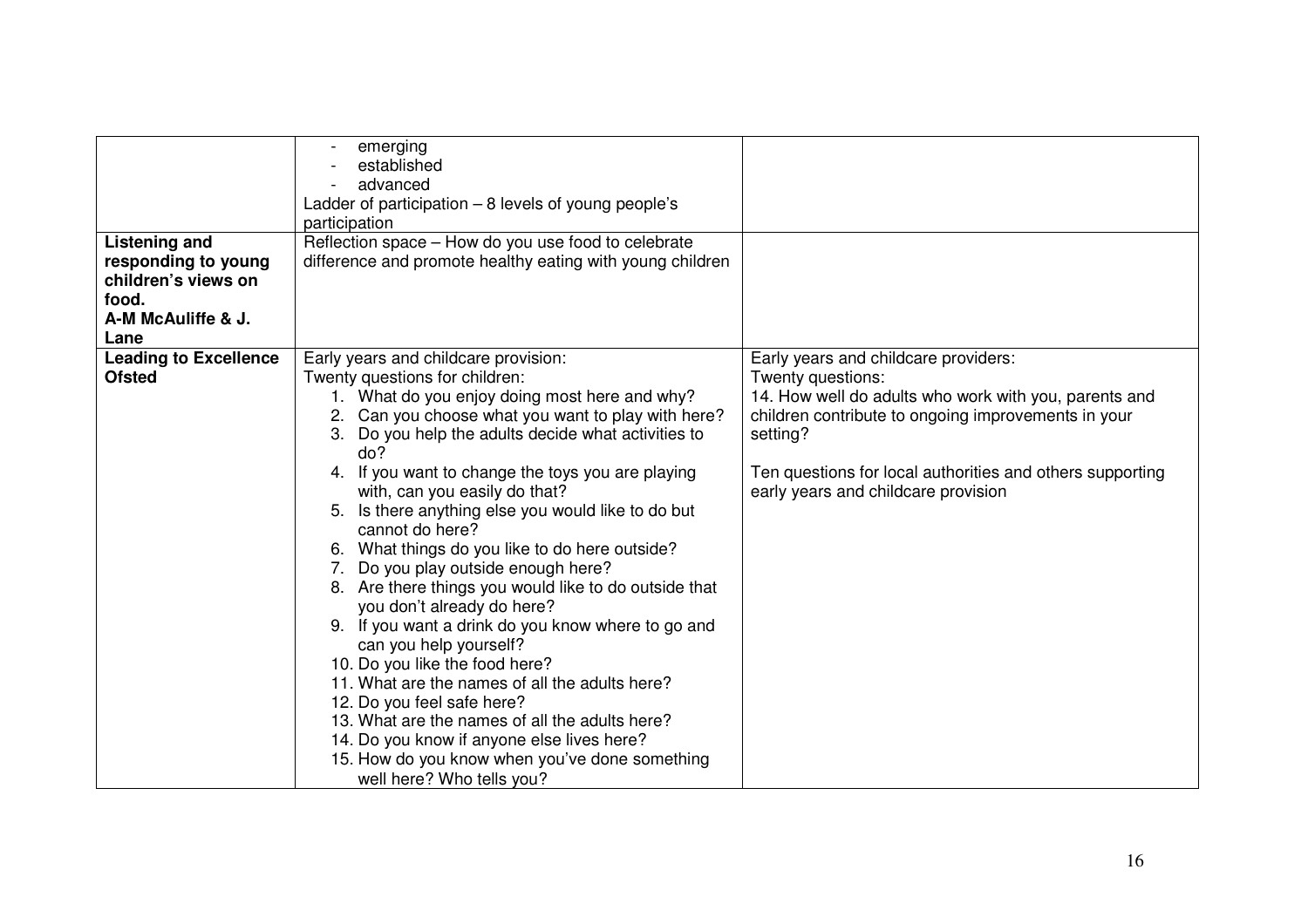| | | |
|---|---|---|
| | - emerging<br>- established<br>- advanced<br>Ladder of participation – 8 levels of young people's participation | |
| **Listening and responding to young children's views on food.**<br>**A-M McAuliffe & J. Lane** | Reflection space – How do you use food to celebrate difference and promote healthy eating with young children | |
| **Leading to Excellence Ofsted** | Early years and childcare provision:<br>Twenty questions for children:<br>1. What do you enjoy doing most here and why?<br>2. Can you choose what you want to play with here?<br>3. Do you help the adults decide what activities to do?<br>4. If you want to change the toys you are playing with, can you easily do that?<br>5. Is there anything else you would like to do but cannot do here?<br>6. What things do you like to do here outside?<br>7. Do you play outside enough here?<br>8. Are there things you would like to do outside that you don't already do here?<br>9. If you want a drink do you know where to go and can you help yourself?<br>10. Do you like the food here?<br>11. What are the names of all the adults here?<br>12. Do you feel safe here?<br>13. What are the names of all the adults here?<br>14. Do you know if anyone else lives here?<br>15. How do you know when you've done something well here? Who tells you? | Early years and childcare providers:<br>Twenty questions:<br>14. How well do adults who work with you, parents and children contribute to ongoing improvements in your setting?<br><br>Ten questions for local authorities and others supporting early years and childcare provision |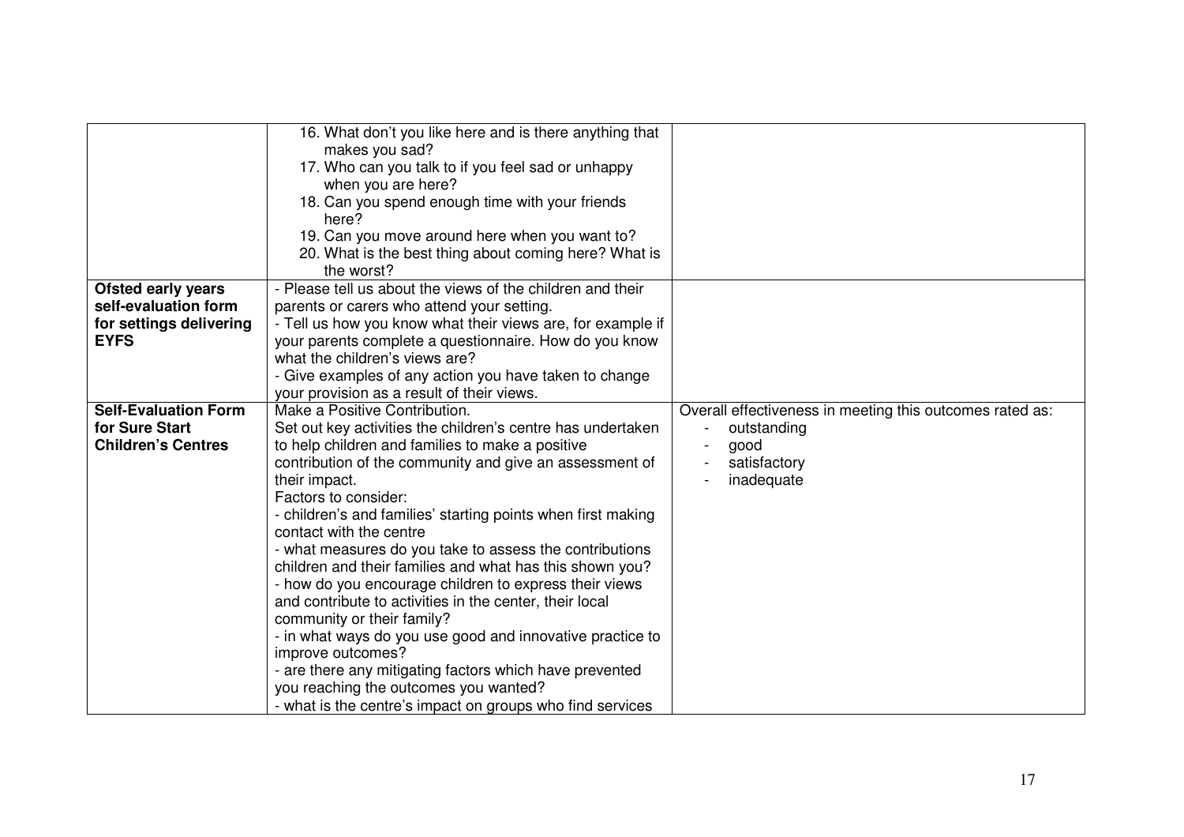| | | |
|---|---|---|
| | 16. What don't you like here and is there anything that makes you sad?<br>17. Who can you talk to if you feel sad or unhappy when you are here?<br>18. Can you spend enough time with your friends here?<br>19. Can you move around here when you want to?<br>20. What is the best thing about coming here? What is the worst? | |
| **Ofsted early years self-evaluation form for settings delivering EYFS** | - Please tell us about the views of the children and their parents or carers who attend your setting.<br>- Tell us how you know what their views are, for example if your parents complete a questionnaire. How do you know what the children's views are?<br>- Give examples of any action you have taken to change your provision as a result of their views. | |
| **Self-Evaluation Form for Sure Start Children's Centres** | Make a Positive Contribution.<br>Set out key activities the children's centre has undertaken to help children and families to make a positive contribution of the community and give an assessment of their impact.<br>Factors to consider:<br>- children's and families' starting points when first making contact with the centre<br>- what measures do you take to assess the contributions children and their families and what has this shown you?<br>- how do you encourage children to express their views and contribute to activities in the center, their local community or their family?<br>- in what ways do you use good and innovative practice to improve outcomes?<br>- are there any mitigating factors which have prevented you reaching the outcomes you wanted?<br>- what is the centre's impact on groups who find services | Overall effectiveness in meeting this outcomes rated as:<br>- outstanding<br>- good<br>- satisfactory<br>- inadequate |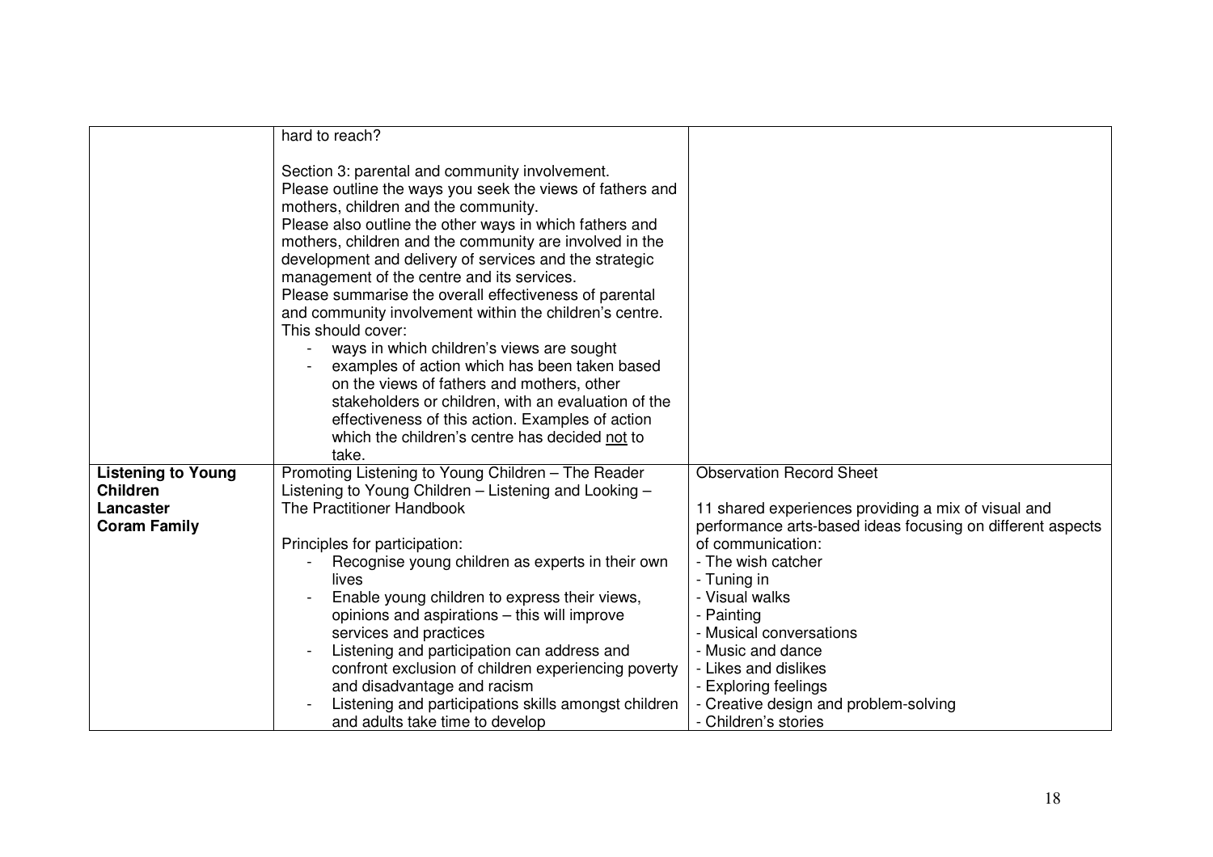| | | |
|---|---|---|
| | hard to reach?<br><br>Section 3: parental and community involvement.<br>Please outline the ways you seek the views of fathers and mothers, children and the community.<br>Please also outline the other ways in which fathers and mothers, children and the community are involved in the development and delivery of services and the strategic management of the centre and its services.<br>Please summarise the overall effectiveness of parental and community involvement within the children's centre.<br>This should cover:<br>- ways in which children's views are sought<br>- examples of action which has been taken based on the views of fathers and mothers, other stakeholders or children, with an evaluation of the effectiveness of this action. Examples of action which the children's centre has decided not to take. | |
| **Listening to Young Children**<br>**Lancaster**<br>**Coram Family** | Promoting Listening to Young Children – The Reader<br>Listening to Young Children – Listening and Looking – The Practitioner Handbook<br><br>Principles for participation:<br>- Recognise young children as experts in their own lives<br>- Enable young children to express their views, opinions and aspirations – this will improve services and practices<br>- Listening and participation can address and confront exclusion of children experiencing poverty and disadvantage and racism<br>- Listening and participations skills amongst children and adults take time to develop | Observation Record Sheet<br><br>11 shared experiences providing a mix of visual and performance arts-based ideas focusing on different aspects of communication:<br>- The wish catcher<br>- Tuning in<br>- Visual walks<br>- Painting<br>- Musical conversations<br>- Music and dance<br>- Likes and dislikes<br>- Exploring feelings<br>- Creative design and problem-solving<br>- Children's stories |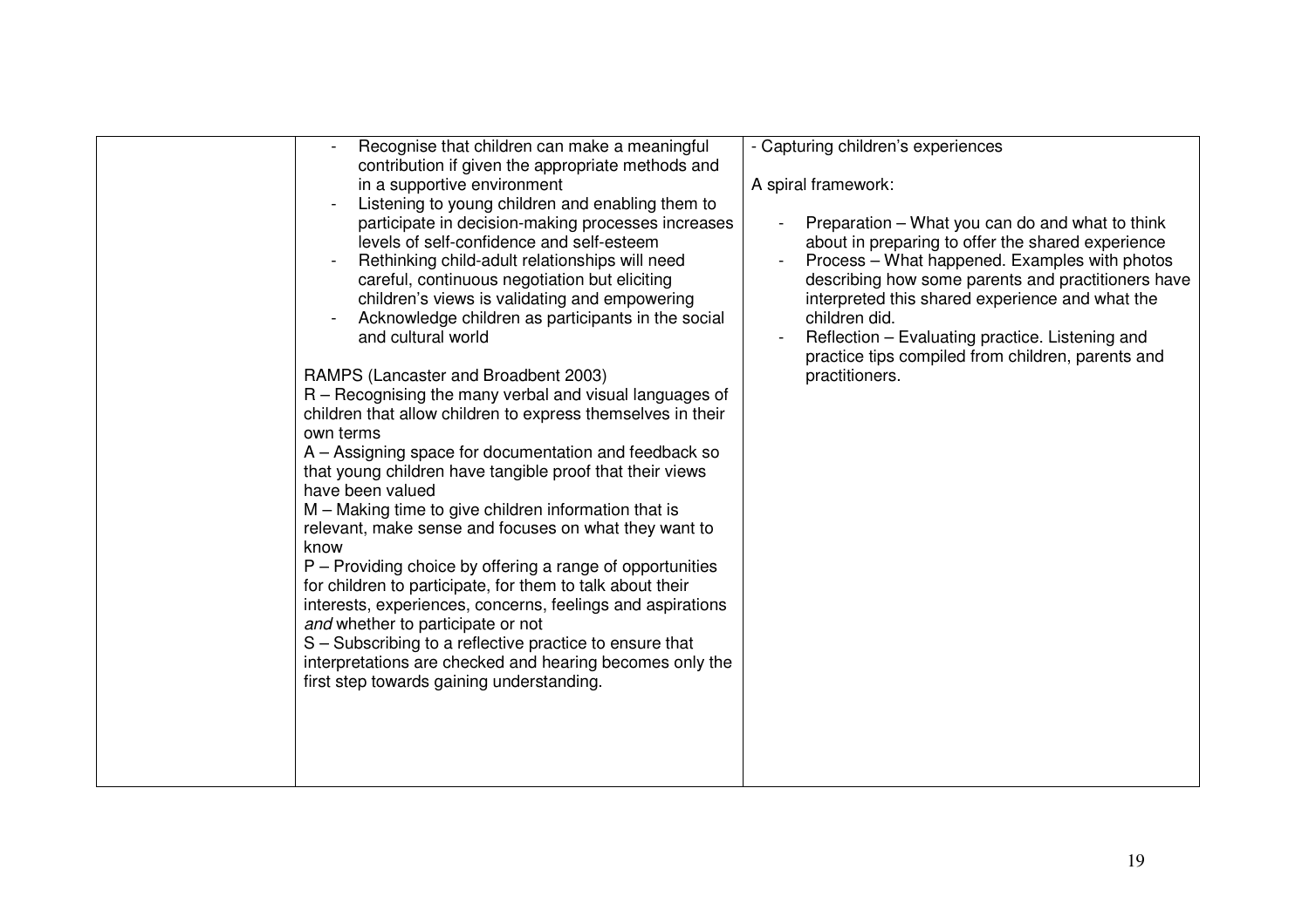|  |  |  |
|---|---|---|
|  | - Recognise that children can make a meaningful contribution if given the appropriate methods and in a supportive environment<br>- Listening to young children and enabling them to participate in decision-making processes increases levels of self-confidence and self-esteem<br>- Rethinking child-adult relationships will need careful, continuous negotiation but eliciting children's views is validating and empowering<br>- Acknowledge children as participants in the social and cultural world<br><br>RAMPS (Lancaster and Broadbent 2003)<br>R – Recognising the many verbal and visual languages of children that allow children to express themselves in their own terms<br>A – Assigning space for documentation and feedback so that young children have tangible proof that their views have been valued<br>M – Making time to give children information that is relevant, make sense and focuses on what they want to know<br>P – Providing choice by offering a range of opportunities for children to participate, for them to talk about their interests, experiences, concerns, feelings and aspirations *and* whether to participate or not<br>S – Subscribing to a reflective practice to ensure that interpretations are checked and hearing becomes only the first step towards gaining understanding. | - Capturing children's experiences<br><br>A spiral framework:<br><br>- Preparation – What you can do and what to think about in preparing to offer the shared experience<br>- Process – What happened. Examples with photos describing how some parents and practitioners have interpreted this shared experience and what the children did.<br>- Reflection – Evaluating practice. Listening and practice tips compiled from children, parents and practitioners. |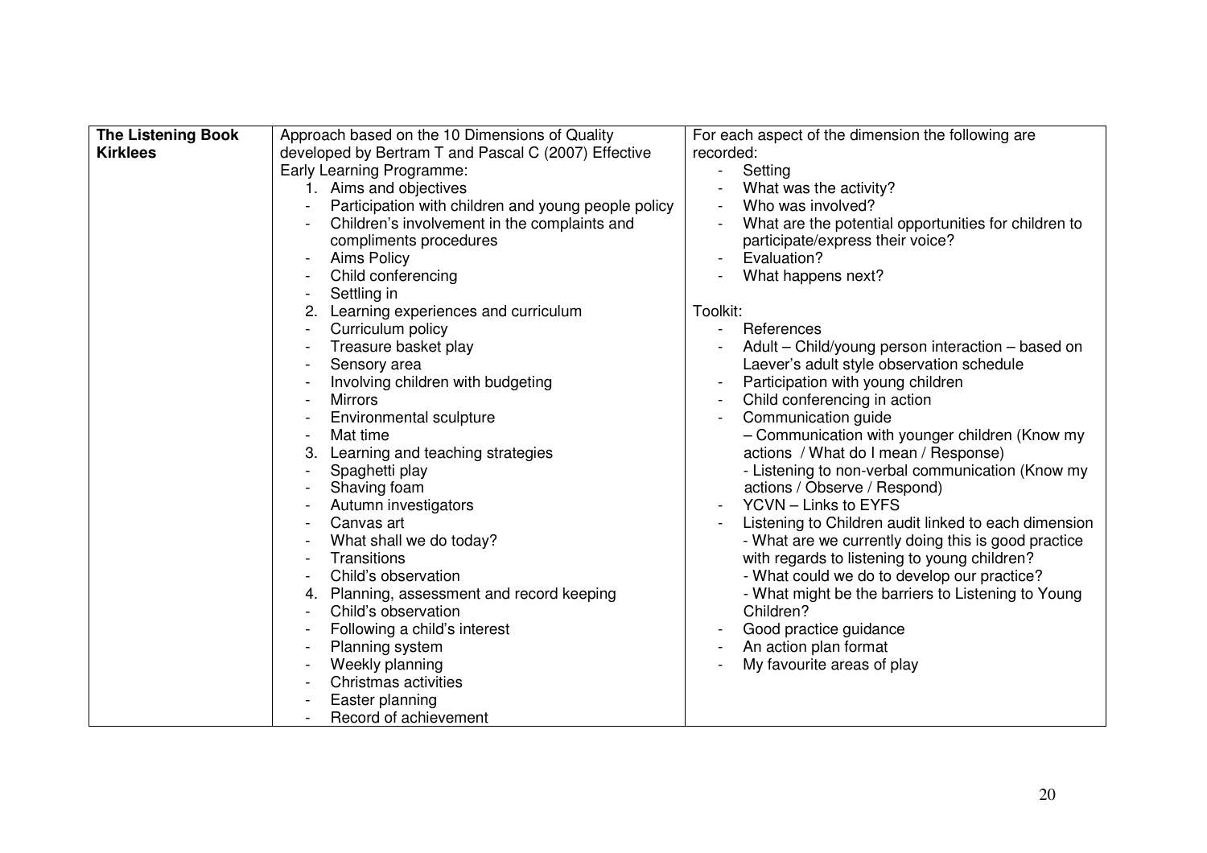| **The Listening Book Kirklees** | Approach based on the 10 Dimensions of Quality developed by Bertram T and Pascal C (2007) Effective Early Learning Programme:<br>1. Aims and objectives<br>- Participation with children and young people policy<br>- Children's involvement in the complaints and compliments procedures<br>- Aims Policy<br>- Child conferencing<br>- Settling in<br>2. Learning experiences and curriculum<br>- Curriculum policy<br>- Treasure basket play<br>- Sensory area<br>- Involving children with budgeting<br>- Mirrors<br>- Environmental sculpture<br>- Mat time<br>3. Learning and teaching strategies<br>- Spaghetti play<br>- Shaving foam<br>- Autumn investigators<br>- Canvas art<br>- What shall we do today?<br>- Transitions<br>- Child's observation<br>4. Planning, assessment and record keeping<br>- Child's observation<br>- Following a child's interest<br>- Planning system<br>- Weekly planning<br>- Christmas activities<br>- Easter planning<br>- Record of achievement | For each aspect of the dimension the following are recorded:<br>- Setting<br>- What was the activity?<br>- Who was involved?<br>- What are the potential opportunities for children to participate/express their voice?<br>- Evaluation?<br>- What happens next?<br><br>Toolkit:<br>- References<br>- Adult – Child/young person interaction – based on Laever's adult style observation schedule<br>- Participation with young children<br>- Child conferencing in action<br>- Communication guide<br>– Communication with younger children (Know my actions / What do I mean / Response)<br>- Listening to non-verbal communication (Know my actions / Observe / Respond)<br>- YCVN – Links to EYFS<br>- Listening to Children audit linked to each dimension<br>- What are we currently doing this is good practice with regards to listening to young children?<br>- What could we do to develop our practice?<br>- What might be the barriers to Listening to Young Children?<br>- Good practice guidance<br>- An action plan format<br>- My favourite areas of play |
|---|---|---|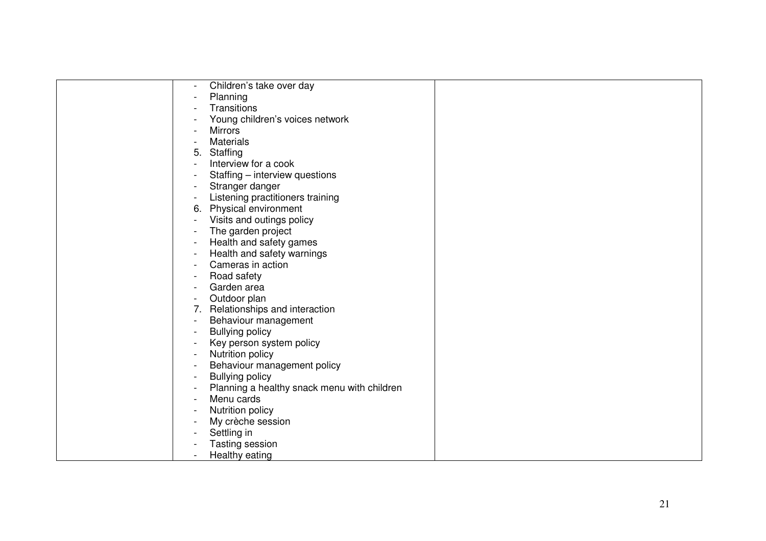| | | |
|---|---|---|
| | - Children's take over day<br>- Planning<br>- Transitions<br>- Young children's voices network<br>- Mirrors<br>- Materials<br>5. Staffing<br>- Interview for a cook<br>- Staffing – interview questions<br>- Stranger danger<br>- Listening practitioners training<br>6. Physical environment<br>- Visits and outings policy<br>- The garden project<br>- Health and safety games<br>- Health and safety warnings<br>- Cameras in action<br>- Road safety<br>- Garden area<br>- Outdoor plan<br>7. Relationships and interaction<br>- Behaviour management<br>- Bullying policy<br>- Key person system policy<br>- Nutrition policy<br>- Behaviour management policy<br>- Bullying policy<br>- Planning a healthy snack menu with children<br>- Menu cards<br>- Nutrition policy<br>- My crèche session<br>- Settling in<br>- Tasting session<br>- Healthy eating | |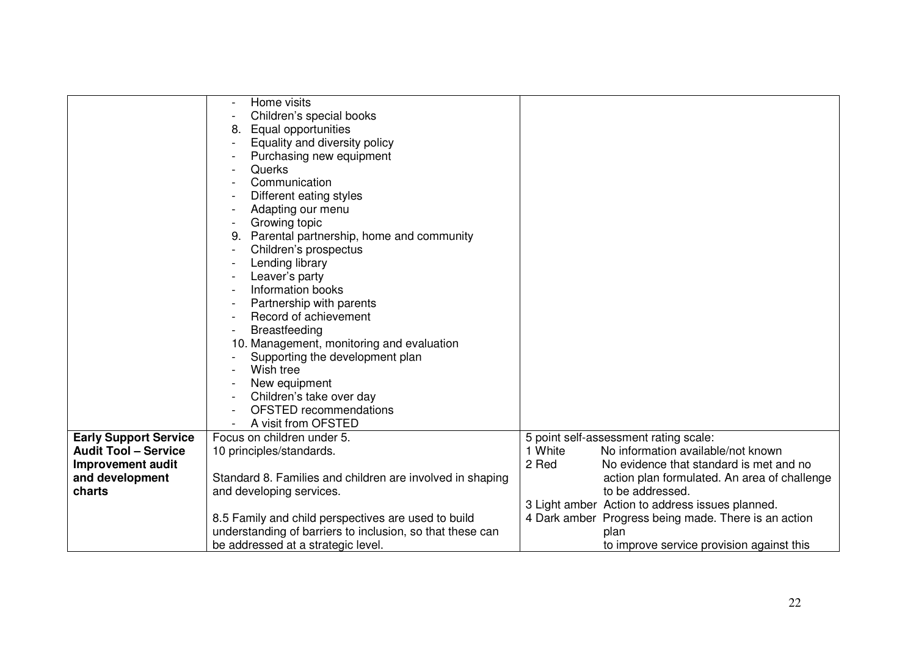| | | |
|---|---|---|
| | - Home visits<br>- Children's special books<br>8. Equal opportunities<br>- Equality and diversity policy<br>- Purchasing new equipment<br>- Querks<br>- Communication<br>- Different eating styles<br>- Adapting our menu<br>- Growing topic<br>9. Parental partnership, home and community<br>- Children's prospectus<br>- Lending library<br>- Leaver's party<br>- Information books<br>- Partnership with parents<br>- Record of achievement<br>- Breastfeeding<br>10. Management, monitoring and evaluation<br>- Supporting the development plan<br>- Wish tree<br>- New equipment<br>- Children's take over day<br>- OFSTED recommendations<br>- A visit from OFSTED | |
| **Early Support Service Audit Tool – Service Improvement audit and development charts** | Focus on children under 5.<br>10 principles/standards.<br><br>Standard 8. Families and children are involved in shaping and developing services.<br><br>8.5 Family and child perspectives are used to build understanding of barriers to inclusion, so that these can be addressed at a strategic level. | 5 point self-assessment rating scale:<br>1 White No information available/not known<br>2 Red No evidence that standard is met and no action plan formulated. An area of challenge to be addressed.<br>3 Light amber Action to address issues planned.<br>4 Dark amber Progress being made. There is an action plan to improve service provision against this |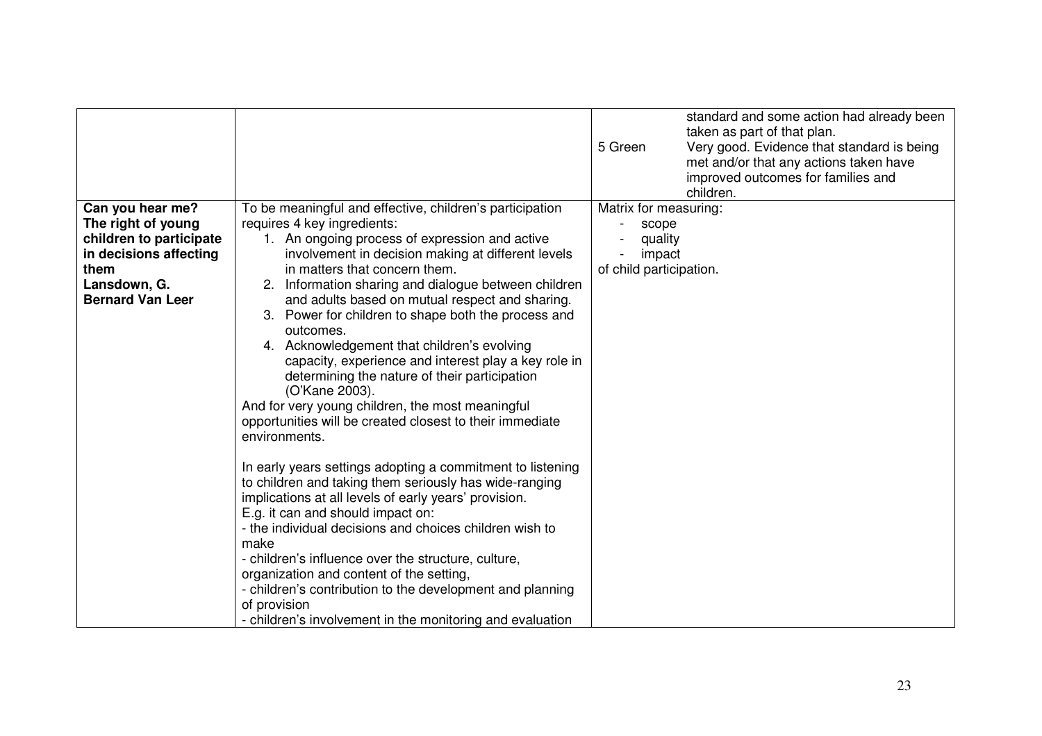| | | |
|---|---|---|
| | | standard and some action had already been taken as part of that plan.<br>5 Green Very good. Evidence that standard is being met and/or that any actions taken have improved outcomes for families and children. |
| **Can you hear me? The right of young children to participate in decisions affecting them**<br>**Lansdown, G.**<br>**Bernard Van Leer** | To be meaningful and effective, children's participation requires 4 key ingredients:<br>1. An ongoing process of expression and active involvement in decision making at different levels in matters that concern them.<br>2. Information sharing and dialogue between children and adults based on mutual respect and sharing.<br>3. Power for children to shape both the process and outcomes.<br>4. Acknowledgement that children's evolving capacity, experience and interest play a key role in determining the nature of their participation (O'Kane 2003).<br>And for very young children, the most meaningful opportunities will be created closest to their immediate environments.<br><br>In early years settings adopting a commitment to listening to children and taking them seriously has wide-ranging implications at all levels of early years' provision.<br>E.g. it can and should impact on:<br>- the individual decisions and choices children wish to make<br>- children's influence over the structure, culture, organization and content of the setting,<br>- children's contribution to the development and planning of provision<br>- children's involvement in the monitoring and evaluation | Matrix for measuring:<br>- scope<br>- quality<br>- impact<br>of child participation. |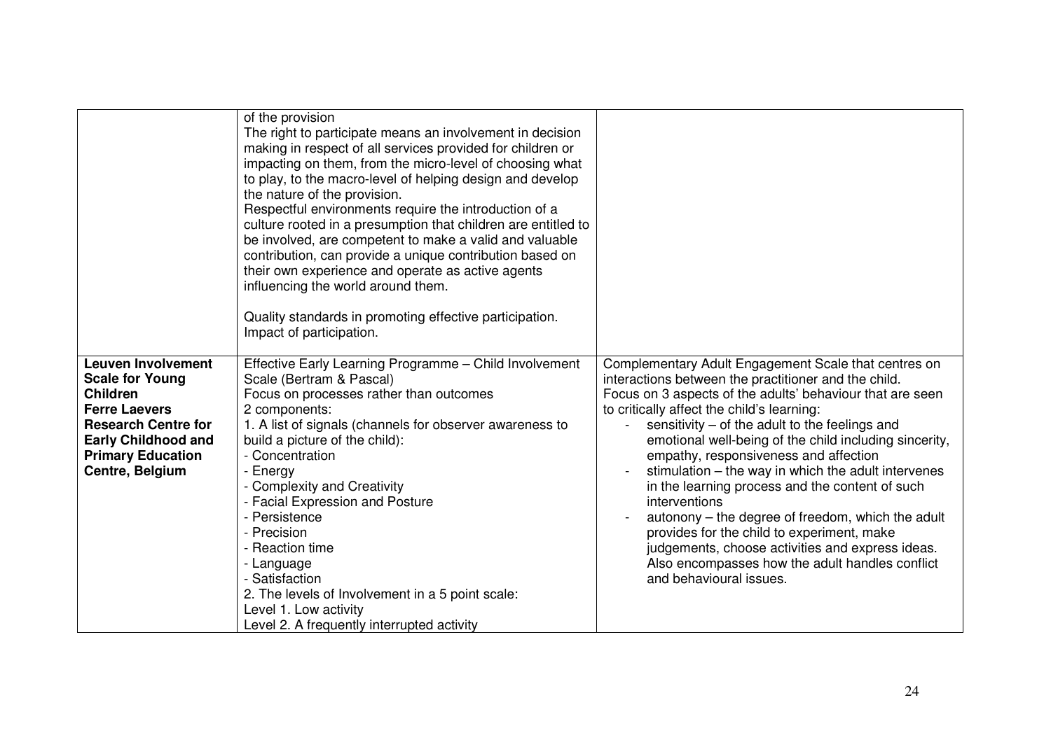| | | |
|---|---|---|
| | of the provision<br>The right to participate means an involvement in decision making in respect of all services provided for children or impacting on them, from the micro-level of choosing what to play, to the macro-level of helping design and develop the nature of the provision.<br>Respectful environments require the introduction of a culture rooted in a presumption that children are entitled to be involved, are competent to make a valid and valuable contribution, can provide a unique contribution based on their own experience and operate as active agents influencing the world around them.<br><br>Quality standards in promoting effective participation.<br>Impact of participation. | |
| **Leuven Involvement Scale for Young Children**<br>**Ferre Laevers**<br>**Research Centre for Early Childhood and Primary Education Centre, Belgium** | Effective Early Learning Programme – Child Involvement Scale (Bertram & Pascal)<br>Focus on processes rather than outcomes<br>2 components:<br>1. A list of signals (channels for observer awareness to build a picture of the child):<br>- Concentration<br>- Energy<br>- Complexity and Creativity<br>- Facial Expression and Posture<br>- Persistence<br>- Precision<br>- Reaction time<br>- Language<br>- Satisfaction<br>2. The levels of Involvement in a 5 point scale:<br>Level 1. Low activity<br>Level 2. A frequently interrupted activity | Complementary Adult Engagement Scale that centres on interactions between the practitioner and the child.<br>Focus on 3 aspects of the adults' behaviour that are seen to critically affect the child's learning:<br>- sensitivity – of the adult to the feelings and emotional well-being of the child including sincerity, empathy, responsiveness and affection<br>- stimulation – the way in which the adult intervenes in the learning process and the content of such interventions<br>- autonony – the degree of freedom, which the adult provides for the child to experiment, make judgements, choose activities and express ideas. Also encompasses how the adult handles conflict and behavioural issues. |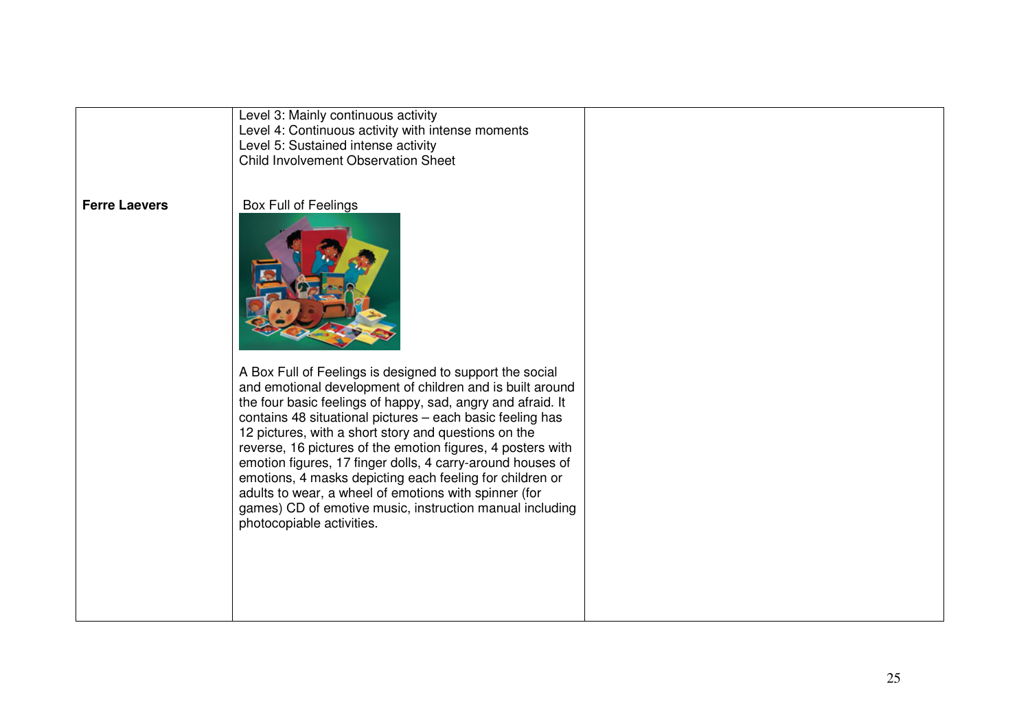|  |  |  |
|---|---|---|
|  | Level 3: Mainly continuous activity<br>Level 4: Continuous activity with intense moments<br>Level 5: Sustained intense activity<br>Child Involvement Observation Sheet |  |
| **Ferre Laevers** | Box Full of Feelings<br><br>A Box Full of Feelings is designed to support the social and emotional development of children and is built around the four basic feelings of happy, sad, angry and afraid. It contains 48 situational pictures – each basic feeling has 12 pictures, with a short story and questions on the reverse, 16 pictures of the emotion figures, 4 posters with emotion figures, 17 finger dolls, 4 carry-around houses of emotions, 4 masks depicting each feeling for children or adults to wear, a wheel of emotions with spinner (for games) CD of emotive music, instruction manual including photocopiable activities. |  |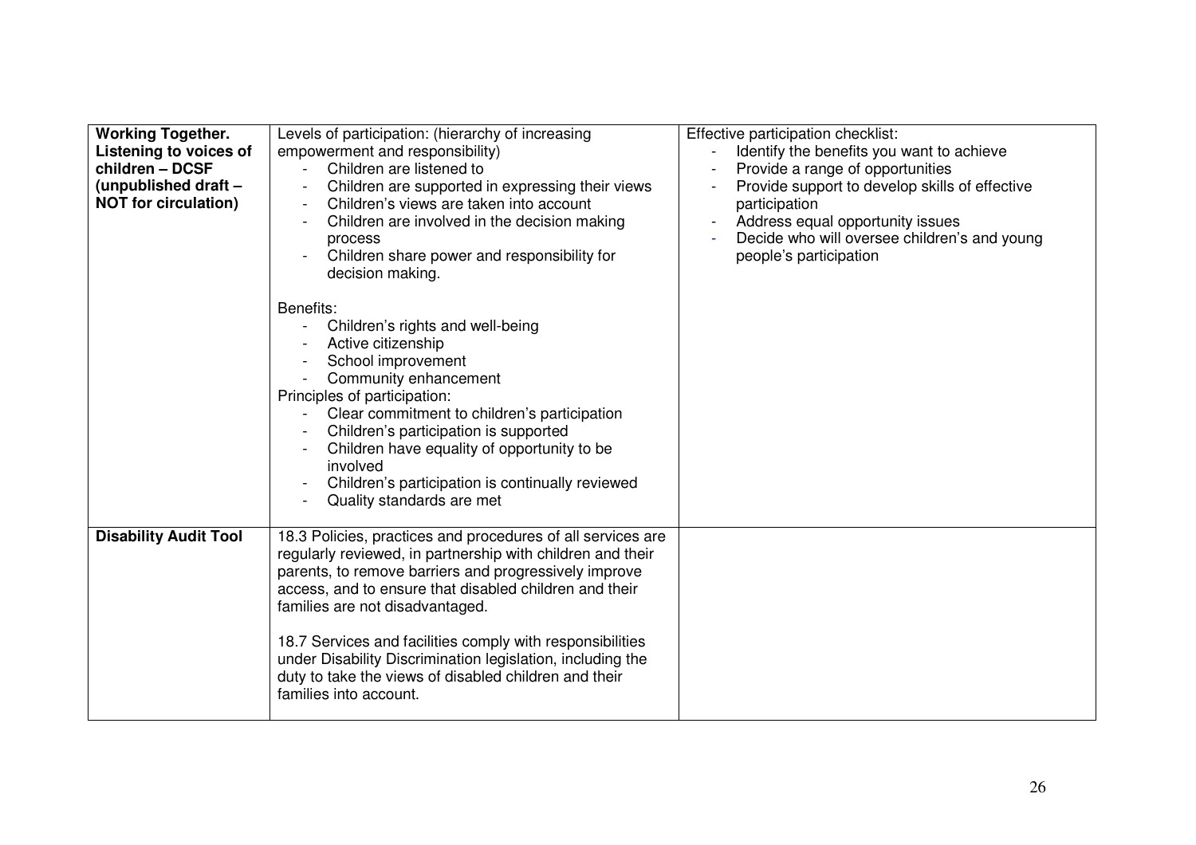| | | |
|---|---|---|
| **Working Together. Listening to voices of children – DCSF (unpublished draft – NOT for circulation)** | Levels of participation: (hierarchy of increasing empowerment and responsibility)<br>- Children are listened to<br>- Children are supported in expressing their views<br>- Children's views are taken into account<br>- Children are involved in the decision making process<br>- Children share power and responsibility for decision making.<br><br>Benefits:<br>- Children's rights and well-being<br>- Active citizenship<br>- School improvement<br>- Community enhancement<br>Principles of participation:<br>- Clear commitment to children's participation<br>- Children's participation is supported<br>- Children have equality of opportunity to be involved<br>- Children's participation is continually reviewed<br>- Quality standards are met | Effective participation checklist:<br>- Identify the benefits you want to achieve<br>- Provide a range of opportunities<br>- Provide support to develop skills of effective participation<br>- Address equal opportunity issues<br>- Decide who will oversee children's and young people's participation |
| **Disability Audit Tool** | 18.3 Policies, practices and procedures of all services are regularly reviewed, in partnership with children and their parents, to remove barriers and progressively improve access, and to ensure that disabled children and their families are not disadvantaged.<br><br>18.7 Services and facilities comply with responsibilities under Disability Discrimination legislation, including the duty to take the views of disabled children and their families into account. | |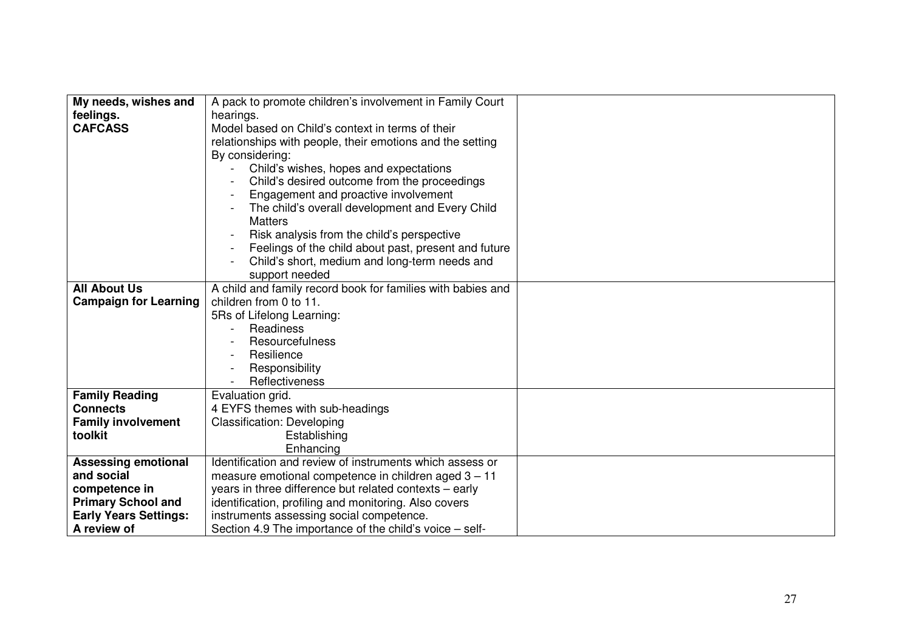| | | |
|---|---|---|
| **My needs, wishes and feelings.**<br>**CAFCASS** | A pack to promote children's involvement in Family Court hearings.<br>Model based on Child's context in terms of their relationships with people, their emotions and the setting<br>By considering:<br>- Child's wishes, hopes and expectations<br>- Child's desired outcome from the proceedings<br>- Engagement and proactive involvement<br>- The child's overall development and Every Child Matters<br>- Risk analysis from the child's perspective<br>- Feelings of the child about past, present and future<br>- Child's short, medium and long-term needs and support needed | |
| **All About Us**<br>**Campaign for Learning** | A child and family record book for families with babies and children from 0 to 11.<br>5Rs of Lifelong Learning:<br>- Readiness<br>- Resourcefulness<br>- Resilience<br>- Responsibility<br>- Reflectiveness | |
| **Family Reading Connects**<br>**Family involvement toolkit** | Evaluation grid.<br>4 EYFS themes with sub-headings<br>Classification: Developing<br>Establishing<br>Enhancing | |
| **Assessing emotional and social competence in Primary School and Early Years Settings: A review of** | Identification and review of instruments which assess or measure emotional competence in children aged 3 – 11 years in three difference but related contexts – early identification, profiling and monitoring. Also covers instruments assessing social competence.<br>Section 4.9 The importance of the child's voice – self- | |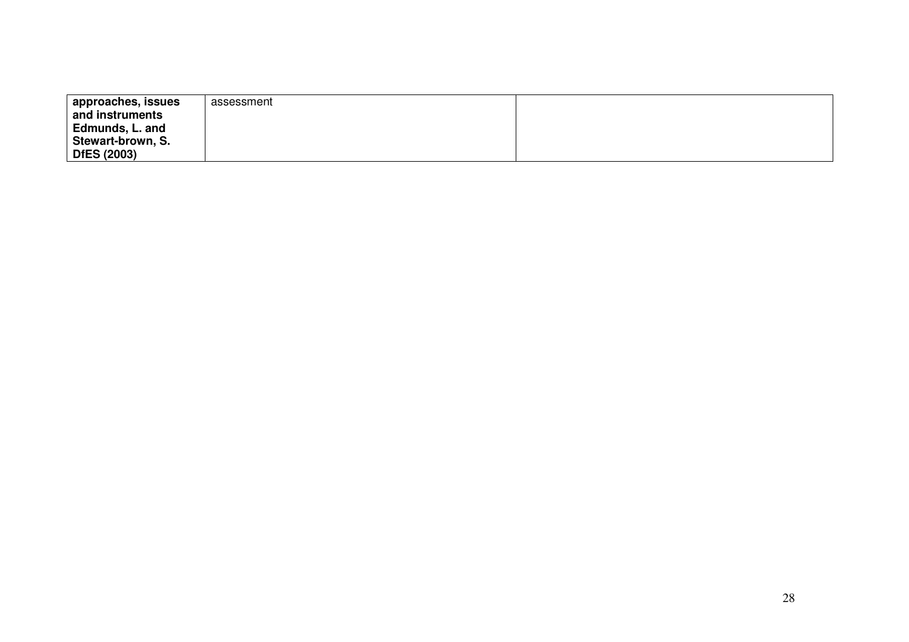| | | |
|---|---|---|
| **approaches, issues and instruments Edmunds, L. and Stewart-brown, S. DfES (2003)** | assessment | |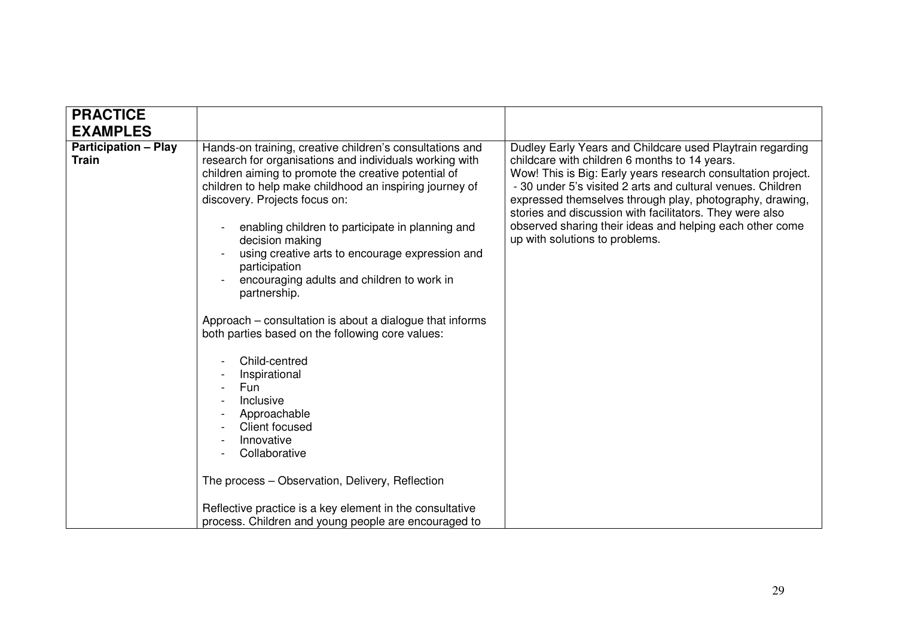| **PRACTICE EXAMPLES** | | |
|---|---|---|
| **Participation – Play Train** | Hands-on training, creative children's consultations and research for organisations and individuals working with children aiming to promote the creative potential of children to help make childhood an inspiring journey of discovery. Projects focus on:<br><br>- enabling children to participate in planning and decision making<br>- using creative arts to encourage expression and participation<br>- encouraging adults and children to work in partnership.<br><br>Approach – consultation is about a dialogue that informs both parties based on the following core values:<br><br>- Child-centred<br>- Inspirational<br>- Fun<br>- Inclusive<br>- Approachable<br>- Client focused<br>- Innovative<br>- Collaborative<br><br>The process – Observation, Delivery, Reflection<br><br>Reflective practice is a key element in the consultative process. Children and young people are encouraged to | Dudley Early Years and Childcare used Playtrain regarding childcare with children 6 months to 14 years.<br>Wow! This is Big: Early years research consultation project.<br>- 30 under 5's visited 2 arts and cultural venues. Children expressed themselves through play, photography, drawing, stories and discussion with facilitators. They were also observed sharing their ideas and helping each other come up with solutions to problems. |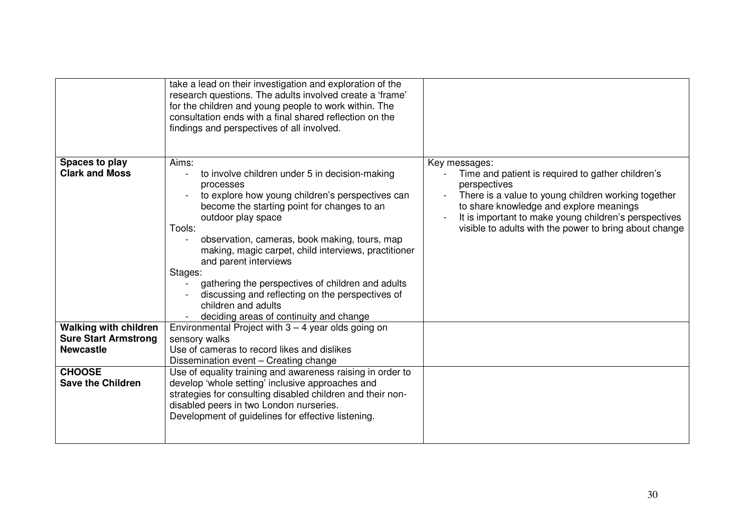| | | |
|---|---|---|
| | take a lead on their investigation and exploration of the research questions. The adults involved create a 'frame' for the children and young people to work within. The consultation ends with a final shared reflection on the findings and perspectives of all involved. | |
| **Spaces to play**<br>**Clark and Moss** | Aims:<br>- to involve children under 5 in decision-making processes<br>- to explore how young children's perspectives can become the starting point for changes to an outdoor play space<br>Tools:<br>- observation, cameras, book making, tours, map making, magic carpet, child interviews, practitioner and parent interviews<br>Stages:<br>- gathering the perspectives of children and adults<br>- discussing and reflecting on the perspectives of children and adults<br>- deciding areas of continuity and change | Key messages:<br>- Time and patient is required to gather children's perspectives<br>- There is a value to young children working together to share knowledge and explore meanings<br>- It is important to make young children's perspectives visible to adults with the power to bring about change |
| **Walking with children**<br>**Sure Start Armstrong**<br>**Newcastle** | Environmental Project with 3 – 4 year olds going on sensory walks<br>Use of cameras to record likes and dislikes<br>Dissemination event – Creating change | |
| **CHOOSE**<br>**Save the Children** | Use of equality training and awareness raising in order to develop 'whole setting' inclusive approaches and strategies for consulting disabled children and their non-disabled peers in two London nurseries.<br>Development of guidelines for effective listening. | |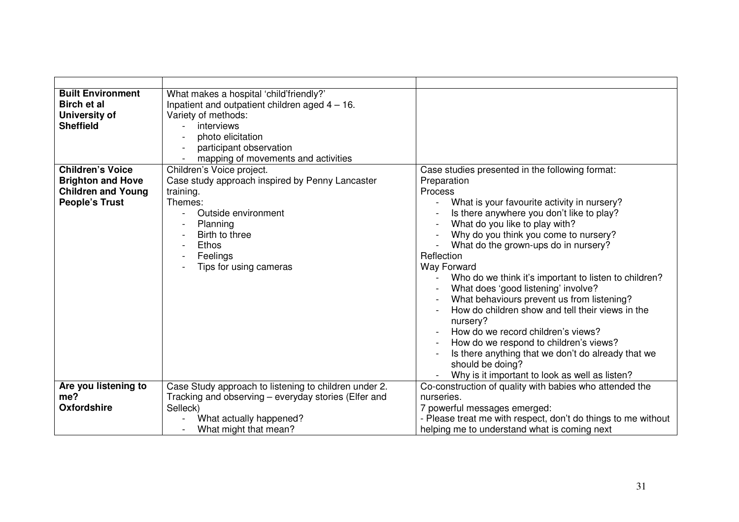| | | |
|---|---|---|
| **Built Environment** **Birch et al** **University of Sheffield** | What makes a hospital 'child'friendly?'<br>Inpatient and outpatient children aged 4 – 16.<br>Variety of methods:<br>- interviews<br>- photo elicitation<br>- participant observation<br>- mapping of movements and activities | |
| **Children's Voice** **Brighton and Hove Children and Young People's Trust** | Children's Voice project.<br>Case study approach inspired by Penny Lancaster training.<br>Themes:<br>- Outside environment<br>- Planning<br>- Birth to three<br>- Ethos<br>- Feelings<br>- Tips for using cameras | Case studies presented in the following format:<br>Preparation<br>Process<br>- What is your favourite activity in nursery?<br>- Is there anywhere you don't like to play?<br>- What do you like to play with?<br>- Why do you think you come to nursery?<br>- What do the grown-ups do in nursery?<br>Reflection<br>Way Forward<br>- Who do we think it's important to listen to children?<br>- What does 'good listening' involve?<br>- What behaviours prevent us from listening?<br>- How do children show and tell their views in the nursery?<br>- How do we record children's views?<br>- How do we respond to children's views?<br>- Is there anything that we don't do already that we should be doing?<br>- Why is it important to look as well as listen? |
| **Are you listening to me?** **Oxfordshire** | Case Study approach to listening to children under 2.<br>Tracking and observing – everyday stories (Elfer and Selleck)<br>- What actually happened?<br>- What might that mean? | Co-construction of quality with babies who attended the nurseries.<br>7 powerful messages emerged:<br>- Please treat me with respect, don't do things to me without helping me to understand what is coming next |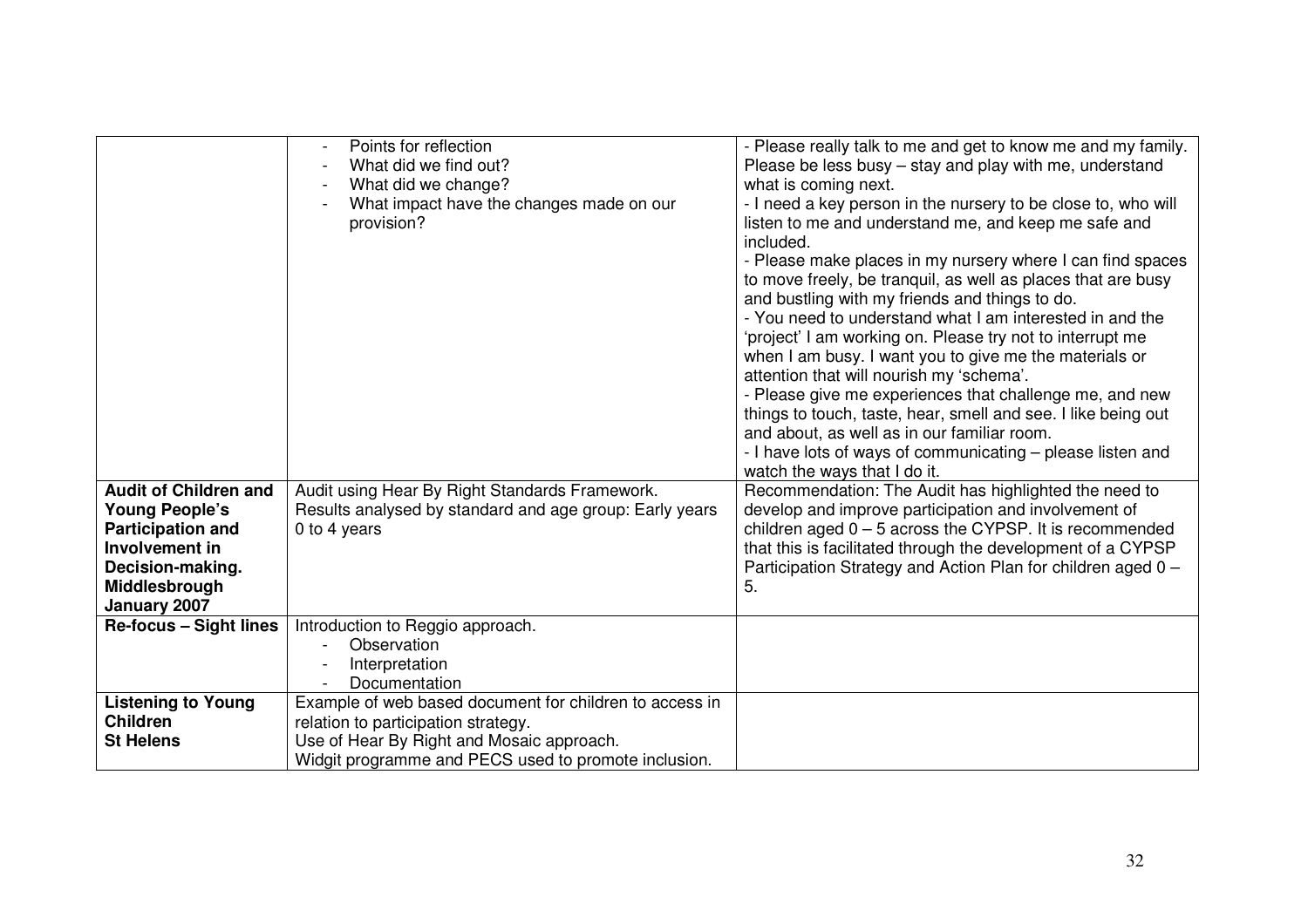| | | |
|---|---|---|
| | - Points for reflection<br>- What did we find out?<br>- What did we change?<br>- What impact have the changes made on our provision? | - Please really talk to me and get to know me and my family. Please be less busy – stay and play with me, understand what is coming next.<br>- I need a key person in the nursery to be close to, who will listen to me and understand me, and keep me safe and included.<br>- Please make places in my nursery where I can find spaces to move freely, be tranquil, as well as places that are busy and bustling with my friends and things to do.<br>- You need to understand what I am interested in and the 'project' I am working on. Please try not to interrupt me when I am busy. I want you to give me the materials or attention that will nourish my 'schema'.<br>- Please give me experiences that challenge me, and new things to touch, taste, hear, smell and see. I like being out and about, as well as in our familiar room.<br>- I have lots of ways of communicating – please listen and watch the ways that I do it. |
| **Audit of Children and Young People's Participation and Involvement in Decision-making. Middlesbrough January 2007** | Audit using Hear By Right Standards Framework.<br>Results analysed by standard and age group: Early years 0 to 4 years | Recommendation: The Audit has highlighted the need to develop and improve participation and involvement of children aged 0 – 5 across the CYPSP. It is recommended that this is facilitated through the development of a CYPSP Participation Strategy and Action Plan for children aged 0 – 5. |
| **Re-focus – Sight lines** | Introduction to Reggio approach.<br>- Observation<br>- Interpretation<br>- Documentation | |
| **Listening to Young Children St Helens** | Example of web based document for children to access in relation to participation strategy.<br>Use of Hear By Right and Mosaic approach.<br>Widgit programme and PECS used to promote inclusion. | |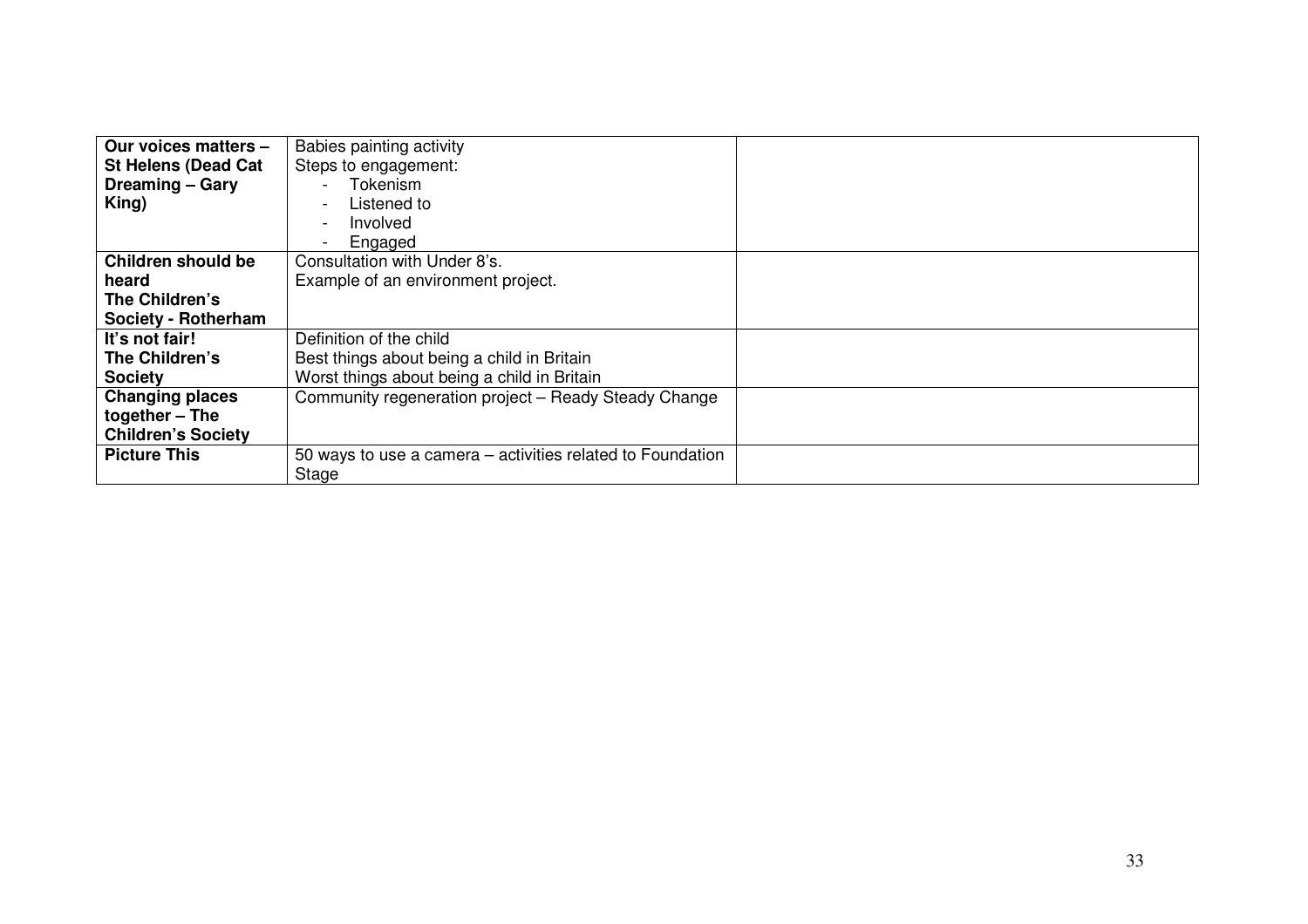| | | |
|---|---|---|
| **Our voices matters – St Helens (Dead Cat Dreaming – Gary King)** | Babies painting activity<br>Steps to engagement:<br>- Tokenism<br>- Listened to<br>- Involved<br>- Engaged | |
| **Children should be heard The Children's Society - Rotherham** | Consultation with Under 8's.<br>Example of an environment project. | |
| **It's not fair! The Children's Society** | Definition of the child<br>Best things about being a child in Britain<br>Worst things about being a child in Britain | |
| **Changing places together – The Children's Society** | Community regeneration project – Ready Steady Change | |
| **Picture This** | 50 ways to use a camera – activities related to Foundation Stage | |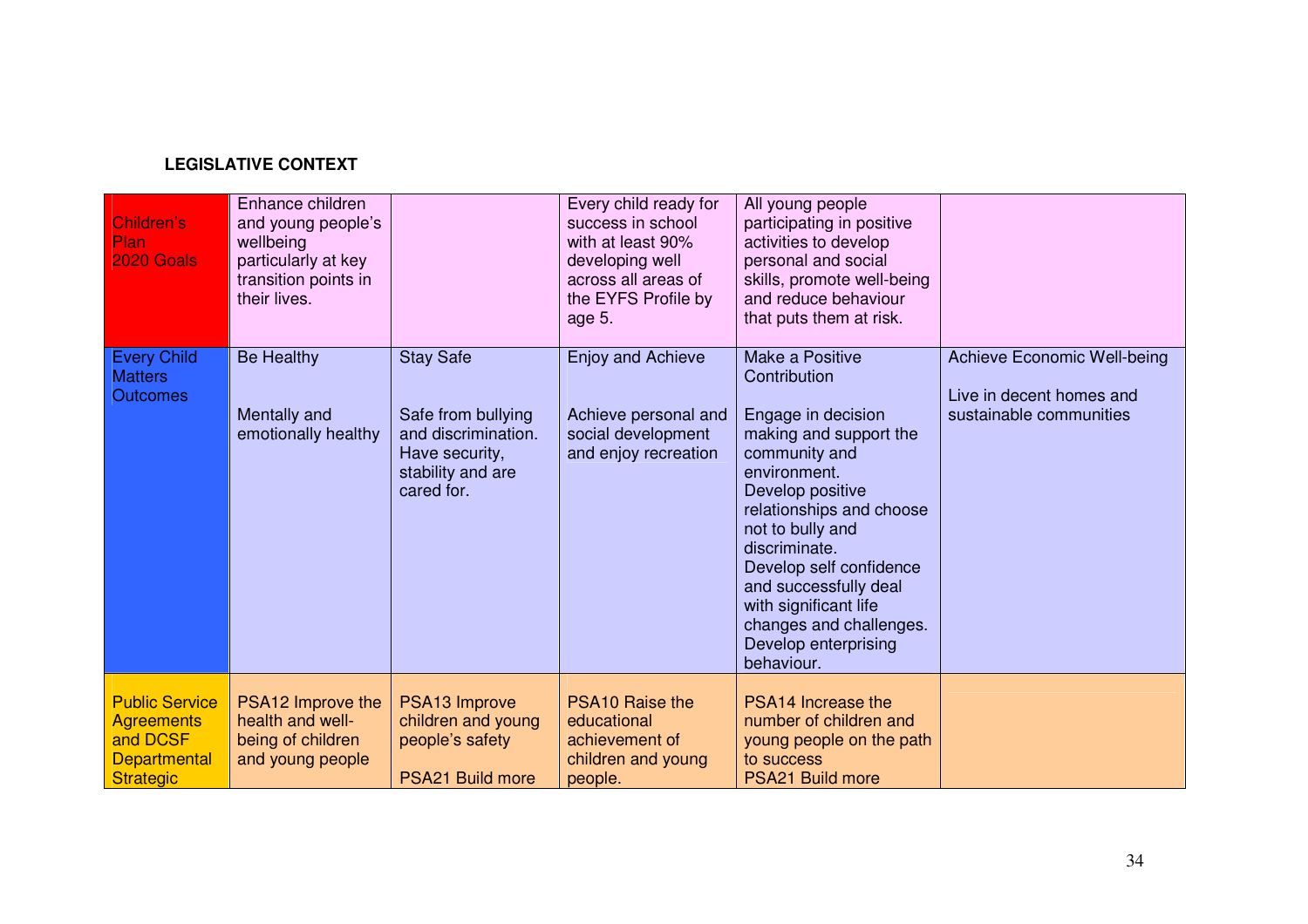**LEGISLATIVE CONTEXT**

| | | | | | |
|---|---|---|---|---|---|
| Children's Plan 2020 Goals | Enhance children and young people's wellbeing particularly at key transition points in their lives. | | Every child ready for success in school with at least 90% developing well across all areas of the EYFS Profile by age 5. | All young people participating in positive activities to develop personal and social skills, promote well-being and reduce behaviour that puts them at risk. | |
| Every Child Matters Outcomes | Be Healthy<br><br>Mentally and emotionally healthy | Stay Safe<br><br>Safe from bullying and discrimination. Have security, stability and are cared for. | Enjoy and Achieve<br><br>Achieve personal and social development and enjoy recreation | Make a Positive Contribution<br><br>Engage in decision making and support the community and environment.<br>Develop positive relationships and choose not to bully and discriminate.<br>Develop self confidence and successfully deal with significant life changes and challenges.<br>Develop enterprising behaviour. | Achieve Economic Well-being<br><br>Live in decent homes and sustainable communities |
| Public Service Agreements and DCSF Departmental Strategic | PSA12 Improve the health and well-being of children and young people | PSA13 Improve children and young people's safety<br><br>PSA21 Build more | PSA10 Raise the educational achievement of children and young people. | PSA14 Increase the number of children and young people on the path to success<br>PSA21 Build more | |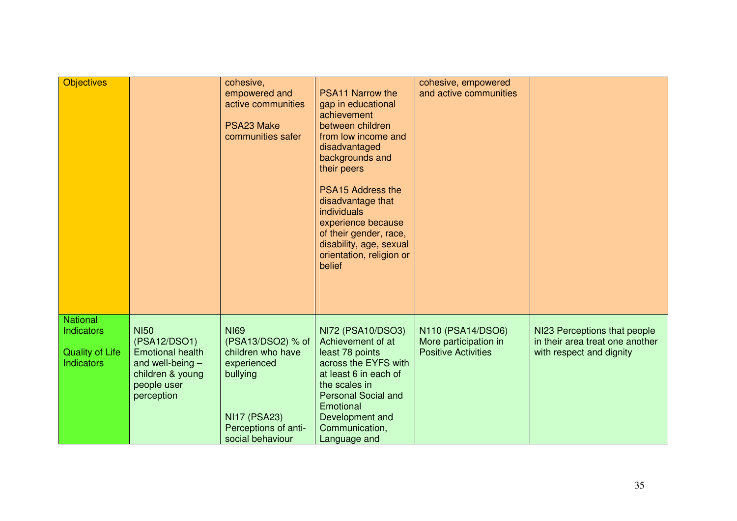| Objectives | | cohesive, empowered and active communities<br><br>PSA23 Make communities safer | PSA11 Narrow the gap in educational achievement between children from low income and disadvantaged backgrounds and their peers<br><br>PSA15 Address the disadvantage that individuals experience because of their gender, race, disability, age, sexual orientation, religion or belief | cohesive, empowered and active communities | |
|---|---|---|---|---|---|
| National Indicators<br><br>Quality of Life Indicators | NI50 (PSA12/DSO1) Emotional health and well-being – children & young people user perception | NI69 (PSA13/DSO2) % of children who have experienced bullying<br><br>NI17 (PSA23) Perceptions of anti-social behaviour | NI72 (PSA10/DSO3) Achievement of at least 78 points across the EYFS with at least 6 in each of the scales in Personal Social and Emotional Development and Communication, Language and | N110 (PSA14/DSO6) More participation in Positive Activities | NI23 Perceptions that people in their area treat one another with respect and dignity |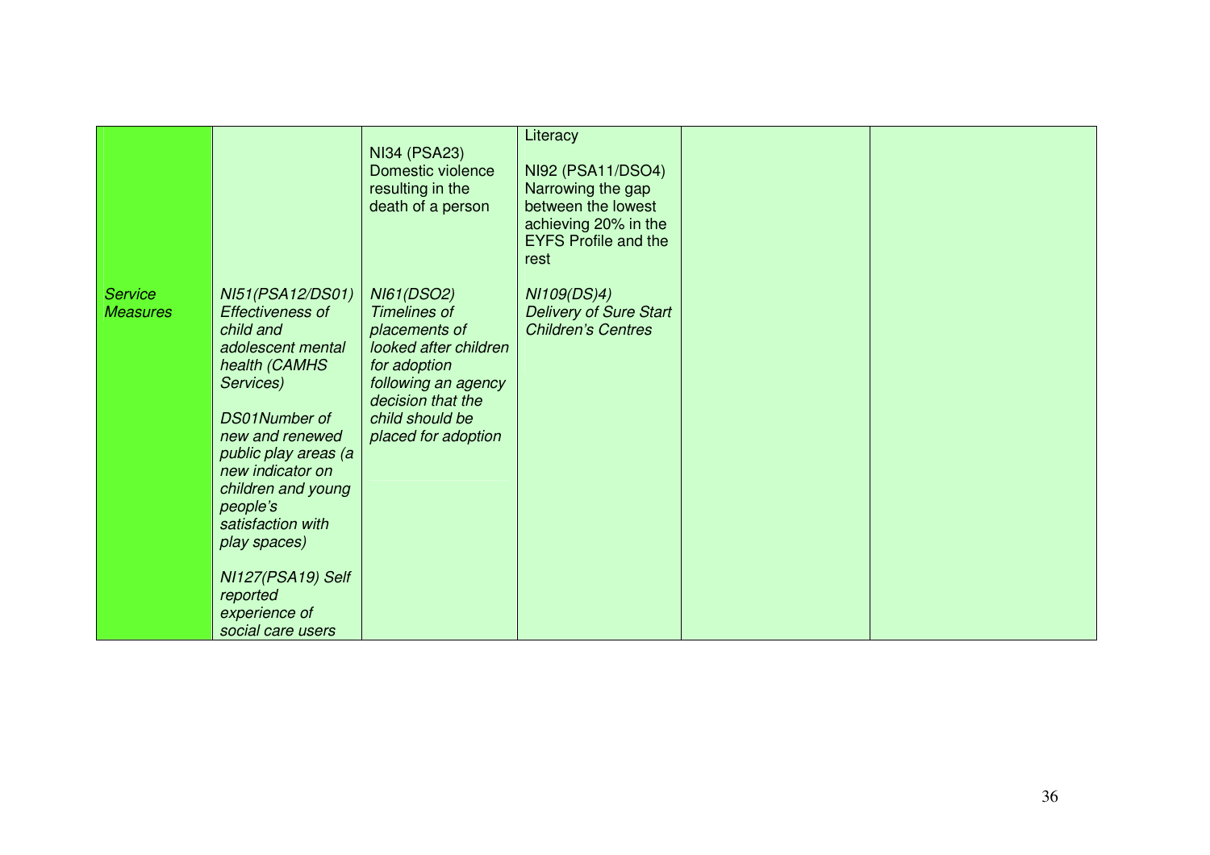| | | | | | |
|---|---|---|---|---|---|
| | | NI34 (PSA23) Domestic violence resulting in the death of a person | Literacy<br><br>NI92 (PSA11/DSO4) Narrowing the gap between the lowest achieving 20% in the EYFS Profile and the rest | | |
| *Service Measures* | *NI51(PSA12/DS01) Effectiveness of child and adolescent mental health (CAMHS Services)*<br><br>*DS01Number of new and renewed public play areas (a new indicator on children and young people's satisfaction with play spaces)*<br><br>*NI127(PSA19) Self reported experience of social care users* | *NI61(DSO2) Timelines of placements of looked after children for adoption following an agency decision that the child should be placed for adoption* | *NI109(DS)4) Delivery of Sure Start Children's Centres* | | |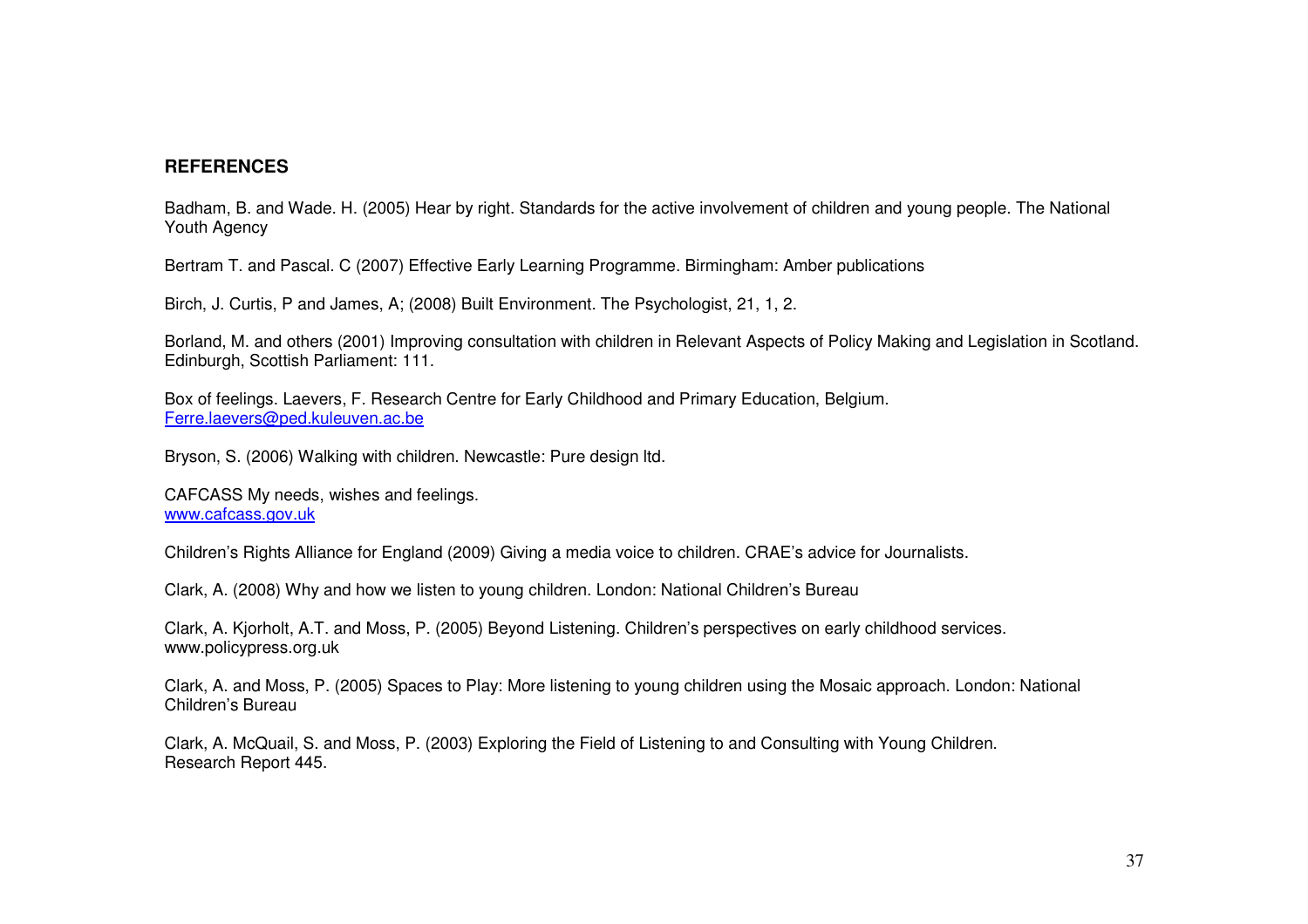## REFERENCES

Badham, B. and Wade. H. (2005) Hear by right. Standards for the active involvement of children and young people. The National Youth Agency

Bertram T. and Pascal. C (2007) Effective Early Learning Programme. Birmingham: Amber publications

Birch, J. Curtis, P and James, A; (2008) Built Environment. The Psychologist, 21, 1, 2.

Borland, M. and others (2001) Improving consultation with children in Relevant Aspects of Policy Making and Legislation in Scotland. Edinburgh, Scottish Parliament: 111.

Box of feelings. Laevers, F. Research Centre for Early Childhood and Primary Education, Belgium. Ferre.laevers@ped.kuleuven.ac.be

Bryson, S. (2006) Walking with children. Newcastle: Pure design ltd.

CAFCASS My needs, wishes and feelings.
www.cafcass.gov.uk

Children's Rights Alliance for England (2009) Giving a media voice to children. CRAE's advice for Journalists.

Clark, A. (2008) Why and how we listen to young children. London: National Children's Bureau

Clark, A. Kjorholt, A.T. and Moss, P. (2005) Beyond Listening. Children's perspectives on early childhood services. www.policypress.org.uk

Clark, A. and Moss, P. (2005) Spaces to Play: More listening to young children using the Mosaic approach. London: National Children's Bureau

Clark, A. McQuail, S. and Moss, P. (2003) Exploring the Field of Listening to and Consulting with Young Children. Research Report 445.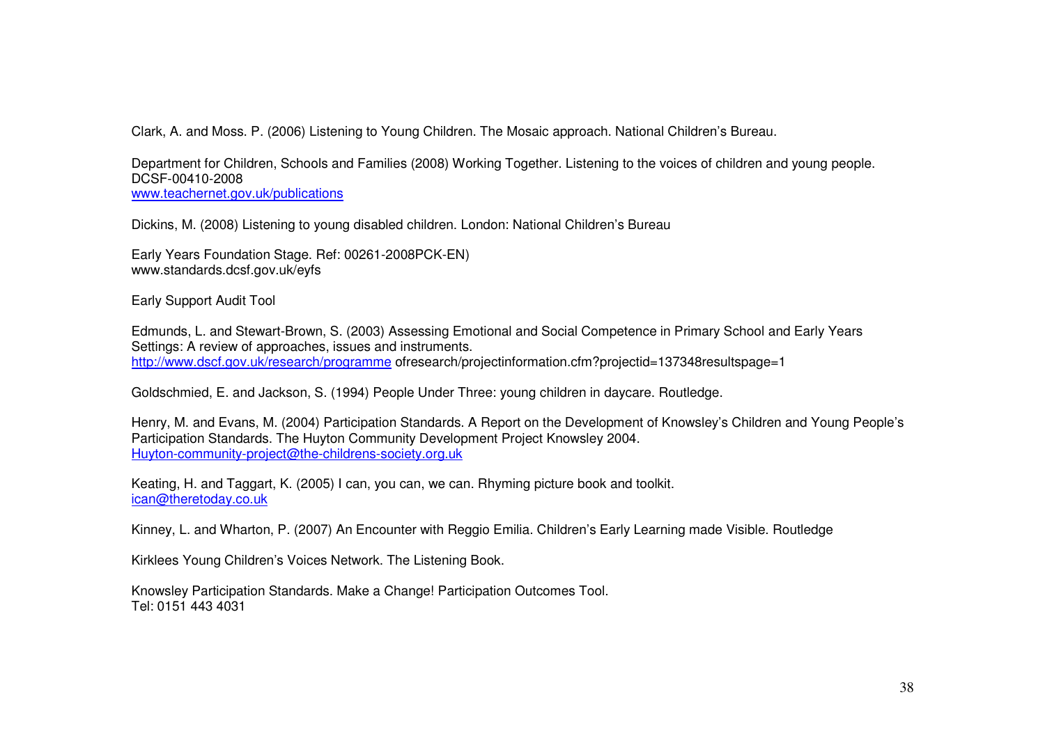Clark, A. and Moss. P. (2006) Listening to Young Children. The Mosaic approach. National Children's Bureau.

Department for Children, Schools and Families (2008) Working Together. Listening to the voices of children and young people. DCSF-00410-2008
www.teachernet.gov.uk/publications

Dickins, M. (2008) Listening to young disabled children. London: National Children's Bureau

Early Years Foundation Stage. Ref: 00261-2008PCK-EN)
www.standards.dcsf.gov.uk/eyfs

Early Support Audit Tool

Edmunds, L. and Stewart-Brown, S. (2003) Assessing Emotional and Social Competence in Primary School and Early Years Settings: A review of approaches, issues and instruments.
http://www.dscf.gov.uk/research/programme ofresearch/projectinformation.cfm?projectid=137348resultspage=1

Goldschmied, E. and Jackson, S. (1994) People Under Three: young children in daycare. Routledge.

Henry, M. and Evans, M. (2004) Participation Standards. A Report on the Development of Knowsley's Children and Young People's Participation Standards. The Huyton Community Development Project Knowsley 2004.
Huyton-community-project@the-childrens-society.org.uk

Keating, H. and Taggart, K. (2005) I can, you can, we can. Rhyming picture book and toolkit.
ican@theretoday.co.uk

Kinney, L. and Wharton, P. (2007) An Encounter with Reggio Emilia. Children's Early Learning made Visible. Routledge

Kirklees Young Children's Voices Network. The Listening Book.

Knowsley Participation Standards. Make a Change! Participation Outcomes Tool.
Tel: 0151 443 4031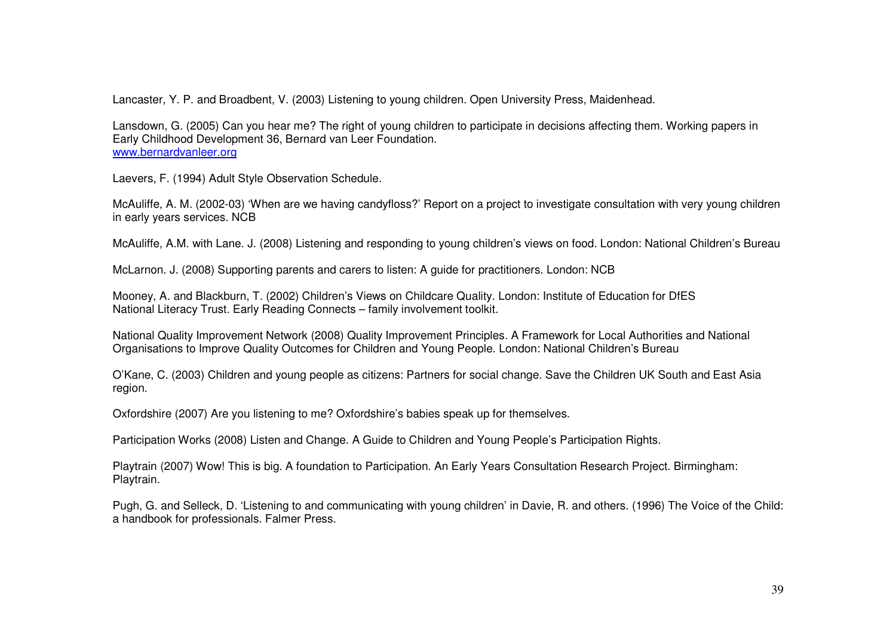Lancaster, Y. P. and Broadbent, V. (2003) Listening to young children. Open University Press, Maidenhead.

Lansdown, G. (2005) Can you hear me? The right of young children to participate in decisions affecting them. Working papers in Early Childhood Development 36, Bernard van Leer Foundation.
www.bernardvanleer.org

Laevers, F. (1994) Adult Style Observation Schedule.

McAuliffe, A. M. (2002-03) 'When are we having candyfloss?' Report on a project to investigate consultation with very young children in early years services. NCB

McAuliffe, A.M. with Lane. J. (2008) Listening and responding to young children's views on food. London: National Children's Bureau

McLarnon. J. (2008) Supporting parents and carers to listen: A guide for practitioners. London: NCB

Mooney, A. and Blackburn, T. (2002) Children's Views on Childcare Quality. London: Institute of Education for DfES
National Literacy Trust. Early Reading Connects – family involvement toolkit.

National Quality Improvement Network (2008) Quality Improvement Principles. A Framework for Local Authorities and National Organisations to Improve Quality Outcomes for Children and Young People. London: National Children's Bureau

O'Kane, C. (2003) Children and young people as citizens: Partners for social change. Save the Children UK South and East Asia region.

Oxfordshire (2007) Are you listening to me? Oxfordshire's babies speak up for themselves.

Participation Works (2008) Listen and Change. A Guide to Children and Young People's Participation Rights.

Playtrain (2007) Wow! This is big. A foundation to Participation. An Early Years Consultation Research Project. Birmingham: Playtrain.

Pugh, G. and Selleck, D. 'Listening to and communicating with young children' in Davie, R. and others. (1996) The Voice of the Child: a handbook for professionals. Falmer Press.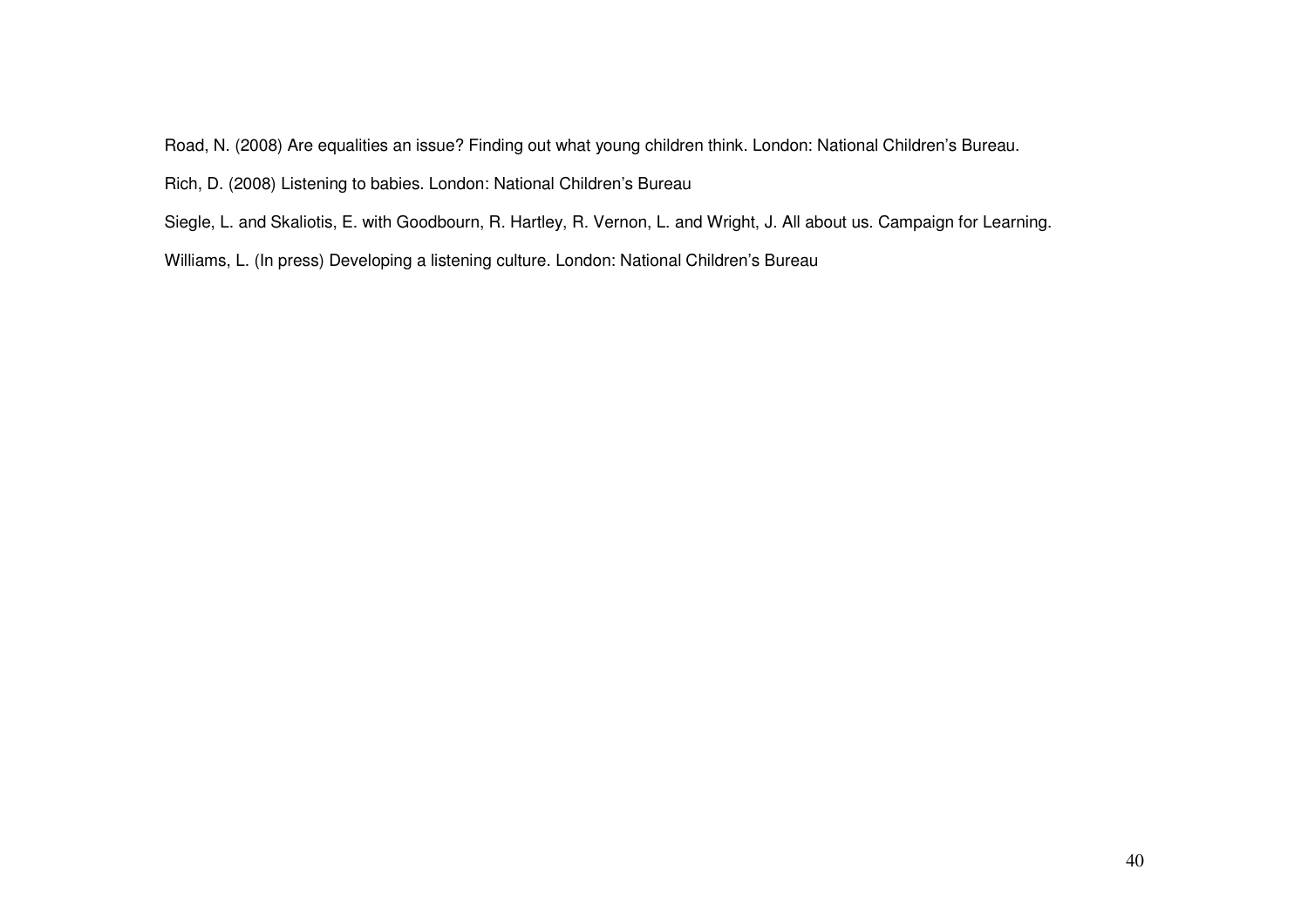Road, N. (2008) Are equalities an issue? Finding out what young children think. London: National Children's Bureau.

Rich, D. (2008) Listening to babies. London: National Children's Bureau

Siegle, L. and Skaliotis, E. with Goodbourn, R. Hartley, R. Vernon, L. and Wright, J. All about us. Campaign for Learning.

Williams, L. (In press) Developing a listening culture. London: National Children's Bureau